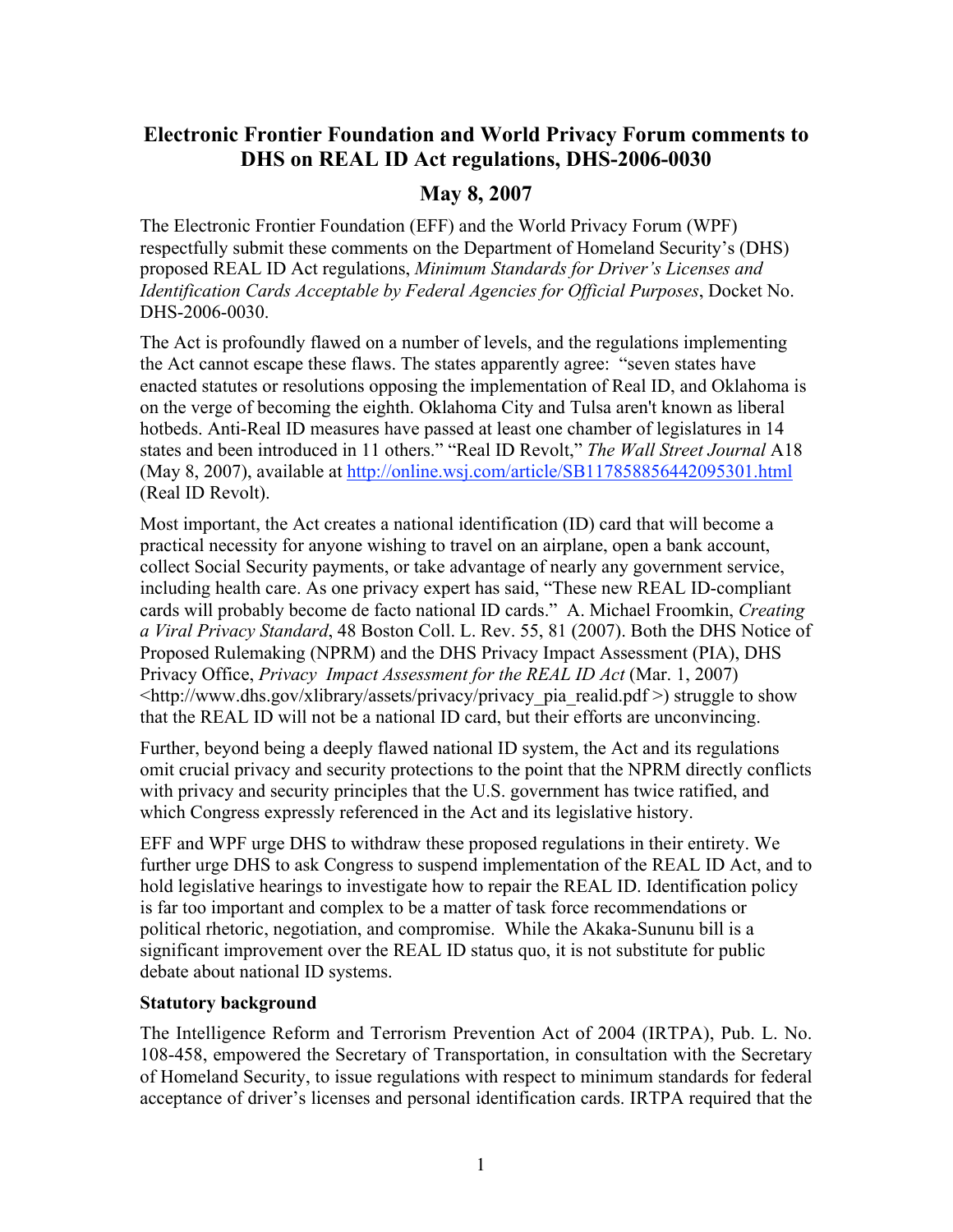# Electronic Frontier Foundation and World Privacy Forum comments to DHS on REAL ID Act regulations, DHS-2006-0030

## May 8, 2007

The Electronic Frontier Foundation (EFF) and the World Privacy Forum (WPF) respectfully submit these comments on the Department of Homeland Security's (DHS) proposed REAL ID Act regulations, *Minimum Standards for Driver's Licenses and Identification Cards Acceptable by Federal Agencies for Official Purposes*, Docket No. DHS-2006-0030.

The Act is profoundly flawed on a number of levels, and the regulations implementing the Act cannot escape these flaws. The states apparently agree: "seven states have enacted statutes or resolutions opposing the implementation of Real ID, and Oklahoma is on the verge of becoming the eighth. Oklahoma City and Tulsa aren't known as liberal hotbeds. Anti-Real ID measures have passed at least one chamber of legislatures in 14 states and been introduced in 11 others." "Real ID Revolt," *The Wall Street Journal* A18 (May 8, 2007), available at http://online.wsj.com/article/SB117858856442095301.html (Real ID Revolt).

Most important, the Act creates a national identification (ID) card that will become a practical necessity for anyone wishing to travel on an airplane, open a bank account, collect Social Security payments, or take advantage of nearly any government service, including health care. As one privacy expert has said, "These new REAL ID-compliant cards will probably become de facto national ID cards." A. Michael Froomkin, *Creating a Viral Privacy Standard*, 48 Boston Coll. L. Rev. 55, 81 (2007). Both the DHS Notice of Proposed Rulemaking (NPRM) and the DHS Privacy Impact Assessment (PIA), DHS Privacy Office, *Privacy Impact Assessment for the REAL ID Act* (Mar. 1, 2007) <http://www.dhs.gov/xlibrary/assets/privacy/privacy_pia_realid.pdf >) struggle to show that the REAL ID will not be a national ID card, but their efforts are unconvincing.

Further, beyond being a deeply flawed national ID system, the Act and its regulations omit crucial privacy and security protections to the point that the NPRM directly conflicts with privacy and security principles that the U.S. government has twice ratified, and which Congress expressly referenced in the Act and its legislative history.

EFF and WPF urge DHS to withdraw these proposed regulations in their entirety. We further urge DHS to ask Congress to suspend implementation of the REAL ID Act, and to hold legislative hearings to investigate how to repair the REAL ID. Identification policy is far too important and complex to be a matter of task force recommendations or political rhetoric, negotiation, and compromise. While the Akaka-Sununu bill is a significant improvement over the REAL ID status quo, it is not substitute for public debate about national ID systems.

**Statutory background**

The Intelligence Reform and Terrorism Prevention Act of 2004 (IRTPA), Pub. L. No. 108-458, empowered the Secretary of Transportation, in consultation with the Secretary of Homeland Security, to issue regulations with respect to minimum standards for federal acceptance of driver's licenses and personal identification cards. IRTPA required that the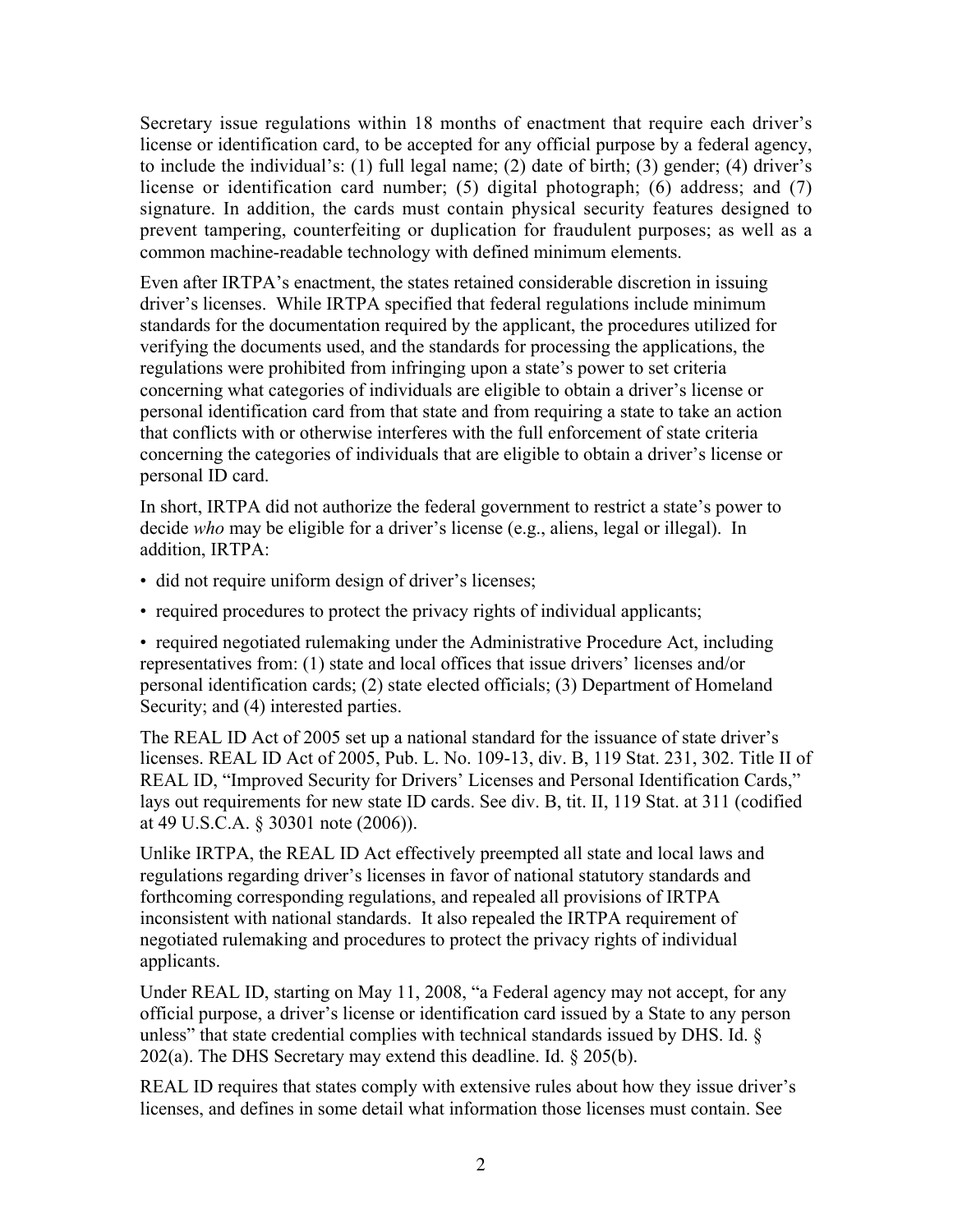Secretary issue regulations within 18 months of enactment that require each driver's license or identification card, to be accepted for any official purpose by a federal agency, to include the individual's: (1) full legal name; (2) date of birth; (3) gender; (4) driver's license or identification card number; (5) digital photograph; (6) address; and (7) signature. In addition, the cards must contain physical security features designed to prevent tampering, counterfeiting or duplication for fraudulent purposes; as well as a common machine-readable technology with defined minimum elements.

Even after IRTPA's enactment, the states retained considerable discretion in issuing driver's licenses. While IRTPA specified that federal regulations include minimum standards for the documentation required by the applicant, the procedures utilized for verifying the documents used, and the standards for processing the applications, the regulations were prohibited from infringing upon a state's power to set criteria concerning what categories of individuals are eligible to obtain a driver's license or personal identification card from that state and from requiring a state to take an action that conflicts with or otherwise interferes with the full enforcement of state criteria concerning the categories of individuals that are eligible to obtain a driver's license or personal ID card.

In short, IRTPA did not authorize the federal government to restrict a state's power to decide *who* may be eligible for a driver's license (e.g., aliens, legal or illegal). In addition, IRTPA:

- did not require uniform design of driver's licenses;
- required procedures to protect the privacy rights of individual applicants;
- required negotiated rulemaking under the Administrative Procedure Act, including representatives from: (1) state and local offices that issue drivers' licenses and/or personal identification cards; (2) state elected officials; (3) Department of Homeland Security; and (4) interested parties.

The REAL ID Act of 2005 set up a national standard for the issuance of state driver's licenses. REAL ID Act of 2005, Pub. L. No. 109-13, div. B, 119 Stat. 231, 302. Title II of REAL ID, "Improved Security for Drivers' Licenses and Personal Identification Cards," lays out requirements for new state ID cards. See div. B, tit. II, 119 Stat. at 311 (codified at 49 U.S.C.A. § 30301 note (2006)).

Unlike IRTPA, the REAL ID Act effectively preempted all state and local laws and regulations regarding driver's licenses in favor of national statutory standards and forthcoming corresponding regulations, and repealed all provisions of IRTPA inconsistent with national standards. It also repealed the IRTPA requirement of negotiated rulemaking and procedures to protect the privacy rights of individual applicants.

Under REAL ID, starting on May 11, 2008, "a Federal agency may not accept, for any official purpose, a driver's license or identification card issued by a State to any person unless" that state credential complies with technical standards issued by DHS. Id. § 202(a). The DHS Secretary may extend this deadline. Id. § 205(b).

REAL ID requires that states comply with extensive rules about how they issue driver's licenses, and defines in some detail what information those licenses must contain. See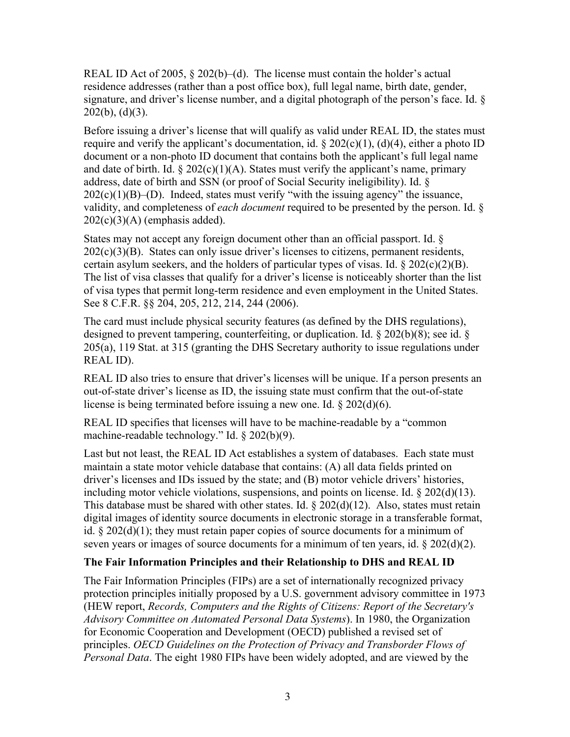REAL ID Act of 2005, § 202(b)–(d). The license must contain the holder's actual residence addresses (rather than a post office box), full legal name, birth date, gender, signature, and driver's license number, and a digital photograph of the person's face. Id. § 202(b), (d)(3).

Before issuing a driver's license that will qualify as valid under REAL ID, the states must require and verify the applicant's documentation, id. § 202(c)(1), (d)(4), either a photo ID document or a non-photo ID document that contains both the applicant's full legal name and date of birth. Id. § 202(c)(1)(A). States must verify the applicant's name, primary address, date of birth and SSN (or proof of Social Security ineligibility). Id. § 202(c)(1)(B)–(D). Indeed, states must verify "with the issuing agency" the issuance, validity, and completeness of *each document* required to be presented by the person. Id. § 202(c)(3)(A) (emphasis added).

States may not accept any foreign document other than an official passport. Id. § 202(c)(3)(B). States can only issue driver's licenses to citizens, permanent residents, certain asylum seekers, and the holders of particular types of visas. Id. § 202(c)(2)(B). The list of visa classes that qualify for a driver's license is noticeably shorter than the list of visa types that permit long-term residence and even employment in the United States. See 8 C.F.R. §§ 204, 205, 212, 214, 244 (2006).

The card must include physical security features (as defined by the DHS regulations), designed to prevent tampering, counterfeiting, or duplication. Id. § 202(b)(8); see id. § 205(a), 119 Stat. at 315 (granting the DHS Secretary authority to issue regulations under REAL ID).

REAL ID also tries to ensure that driver's licenses will be unique. If a person presents an out-of-state driver's license as ID, the issuing state must confirm that the out-of-state license is being terminated before issuing a new one. Id. § 202(d)(6).

REAL ID specifies that licenses will have to be machine-readable by a "common machine-readable technology." Id. § 202(b)(9).

Last but not least, the REAL ID Act establishes a system of databases. Each state must maintain a state motor vehicle database that contains: (A) all data fields printed on driver's licenses and IDs issued by the state; and (B) motor vehicle drivers' histories, including motor vehicle violations, suspensions, and points on license. Id. § 202(d)(13). This database must be shared with other states. Id. § 202(d)(12). Also, states must retain digital images of identity source documents in electronic storage in a transferable format, id. § 202(d)(1); they must retain paper copies of source documents for a minimum of seven years or images of source documents for a minimum of ten years, id. § 202(d)(2).

**The Fair Information Principles and their Relationship to DHS and REAL ID**

The Fair Information Principles (FIPs) are a set of internationally recognized privacy protection principles initially proposed by a U.S. government advisory committee in 1973 (HEW report, *Records, Computers and the Rights of Citizens: Report of the Secretary's Advisory Committee on Automated Personal Data Systems*). In 1980, the Organization for Economic Cooperation and Development (OECD) published a revised set of principles. *OECD Guidelines on the Protection of Privacy and Transborder Flows of Personal Data*. The eight 1980 FIPs have been widely adopted, and are viewed by the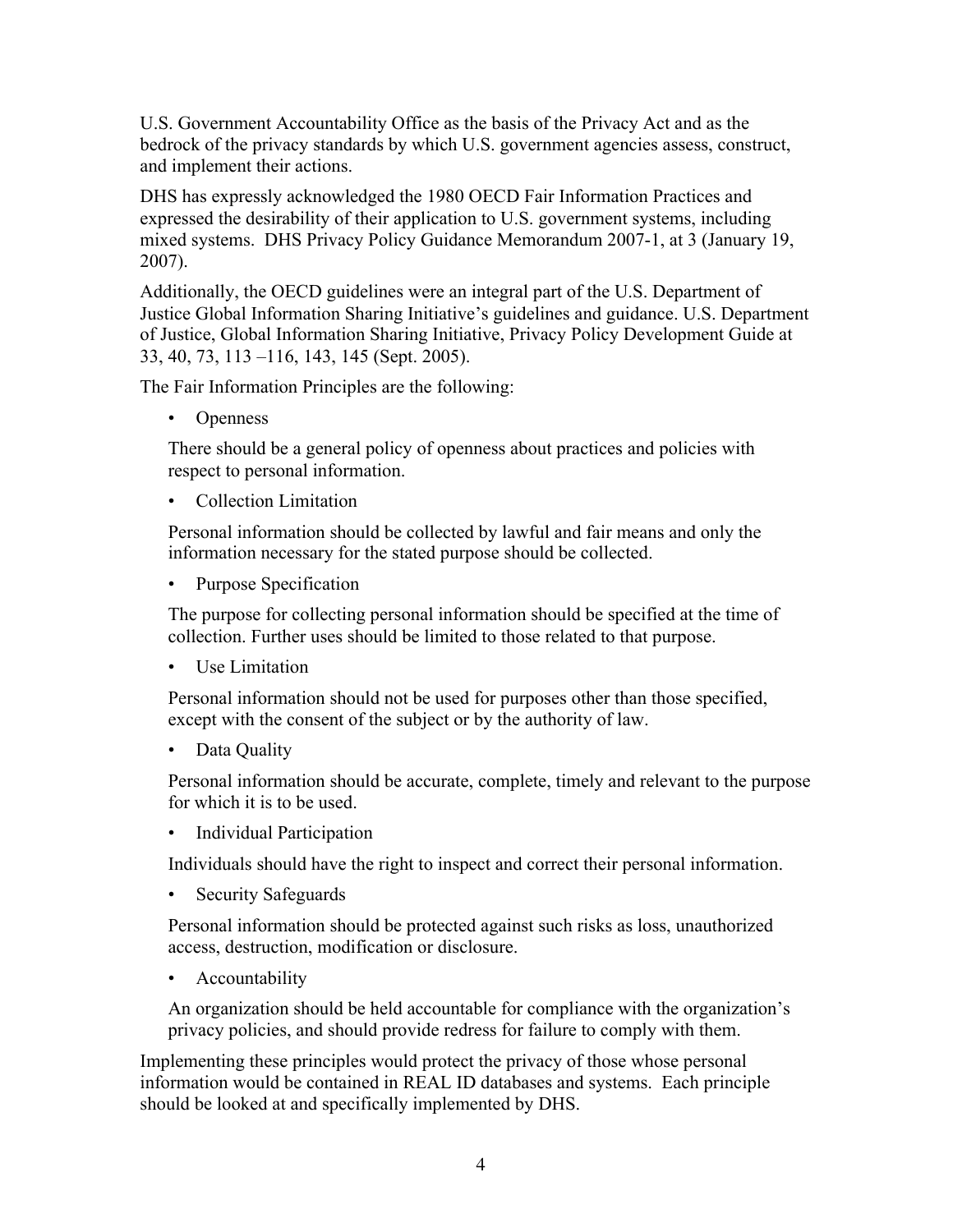U.S. Government Accountability Office as the basis of the Privacy Act and as the bedrock of the privacy standards by which U.S. government agencies assess, construct, and implement their actions.

DHS has expressly acknowledged the 1980 OECD Fair Information Practices and expressed the desirability of their application to U.S. government systems, including mixed systems. DHS Privacy Policy Guidance Memorandum 2007-1, at 3 (January 19, 2007).

Additionally, the OECD guidelines were an integral part of the U.S. Department of Justice Global Information Sharing Initiative's guidelines and guidance. U.S. Department of Justice, Global Information Sharing Initiative, Privacy Policy Development Guide at 33, 40, 73, 113 –116, 143, 145 (Sept. 2005).

The Fair Information Principles are the following:

- Openness

  There should be a general policy of openness about practices and policies with respect to personal information.

- Collection Limitation

  Personal information should be collected by lawful and fair means and only the information necessary for the stated purpose should be collected.

- Purpose Specification

  The purpose for collecting personal information should be specified at the time of collection. Further uses should be limited to those related to that purpose.

- Use Limitation

  Personal information should not be used for purposes other than those specified, except with the consent of the subject or by the authority of law.

- Data Quality

  Personal information should be accurate, complete, timely and relevant to the purpose for which it is to be used.

- Individual Participation

  Individuals should have the right to inspect and correct their personal information.

- Security Safeguards

  Personal information should be protected against such risks as loss, unauthorized access, destruction, modification or disclosure.

- Accountability

  An organization should be held accountable for compliance with the organization's privacy policies, and should provide redress for failure to comply with them.

Implementing these principles would protect the privacy of those whose personal information would be contained in REAL ID databases and systems. Each principle should be looked at and specifically implemented by DHS.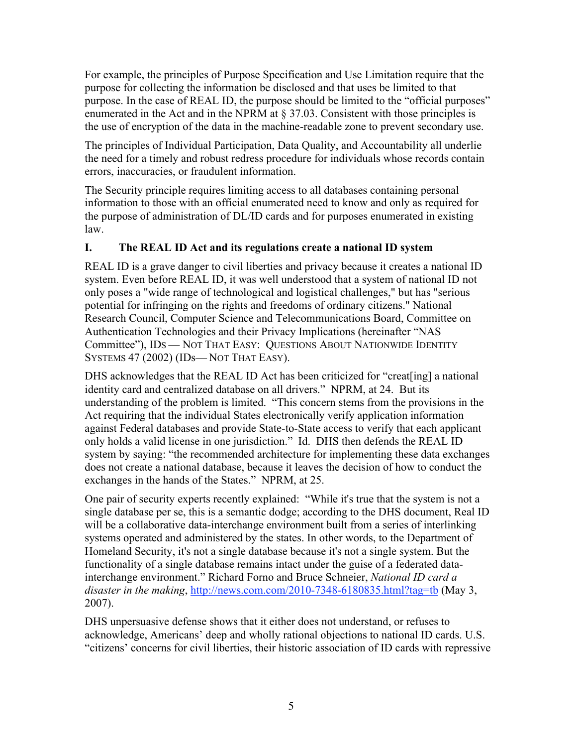For example, the principles of Purpose Specification and Use Limitation require that the purpose for collecting the information be disclosed and that uses be limited to that purpose. In the case of REAL ID, the purpose should be limited to the "official purposes" enumerated in the Act and in the NPRM at § 37.03. Consistent with those principles is the use of encryption of the data in the machine-readable zone to prevent secondary use.

The principles of Individual Participation, Data Quality, and Accountability all underlie the need for a timely and robust redress procedure for individuals whose records contain errors, inaccuracies, or fraudulent information.

The Security principle requires limiting access to all databases containing personal information to those with an official enumerated need to know and only as required for the purpose of administration of DL/ID cards and for purposes enumerated in existing law.

## I. The REAL ID Act and its regulations create a national ID system

REAL ID is a grave danger to civil liberties and privacy because it creates a national ID system. Even before REAL ID, it was well understood that a system of national ID not only poses a "wide range of technological and logistical challenges," but has "serious potential for infringing on the rights and freedoms of ordinary citizens." National Research Council, Computer Science and Telecommunications Board, Committee on Authentication Technologies and their Privacy Implications (hereinafter "NAS Committee"), IDs — NOT THAT EASY: QUESTIONS ABOUT NATIONWIDE IDENTITY SYSTEMS 47 (2002) (IDs— NOT THAT EASY).

DHS acknowledges that the REAL ID Act has been criticized for "creat[ing] a national identity card and centralized database on all drivers." NPRM, at 24. But its understanding of the problem is limited. "This concern stems from the provisions in the Act requiring that the individual States electronically verify application information against Federal databases and provide State-to-State access to verify that each applicant only holds a valid license in one jurisdiction." Id. DHS then defends the REAL ID system by saying: "the recommended architecture for implementing these data exchanges does not create a national database, because it leaves the decision of how to conduct the exchanges in the hands of the States." NPRM, at 25.

One pair of security experts recently explained: "While it's true that the system is not a single database per se, this is a semantic dodge; according to the DHS document, Real ID will be a collaborative data-interchange environment built from a series of interlinking systems operated and administered by the states. In other words, to the Department of Homeland Security, it's not a single database because it's not a single system. But the functionality of a single database remains intact under the guise of a federated data-interchange environment." Richard Forno and Bruce Schneier, *National ID card a disaster in the making*, http://news.com.com/2010-7348-6180835.html?tag=tb (May 3, 2007).

DHS unpersuasive defense shows that it either does not understand, or refuses to acknowledge, Americans' deep and wholly rational objections to national ID cards. U.S. "citizens' concerns for civil liberties, their historic association of ID cards with repressive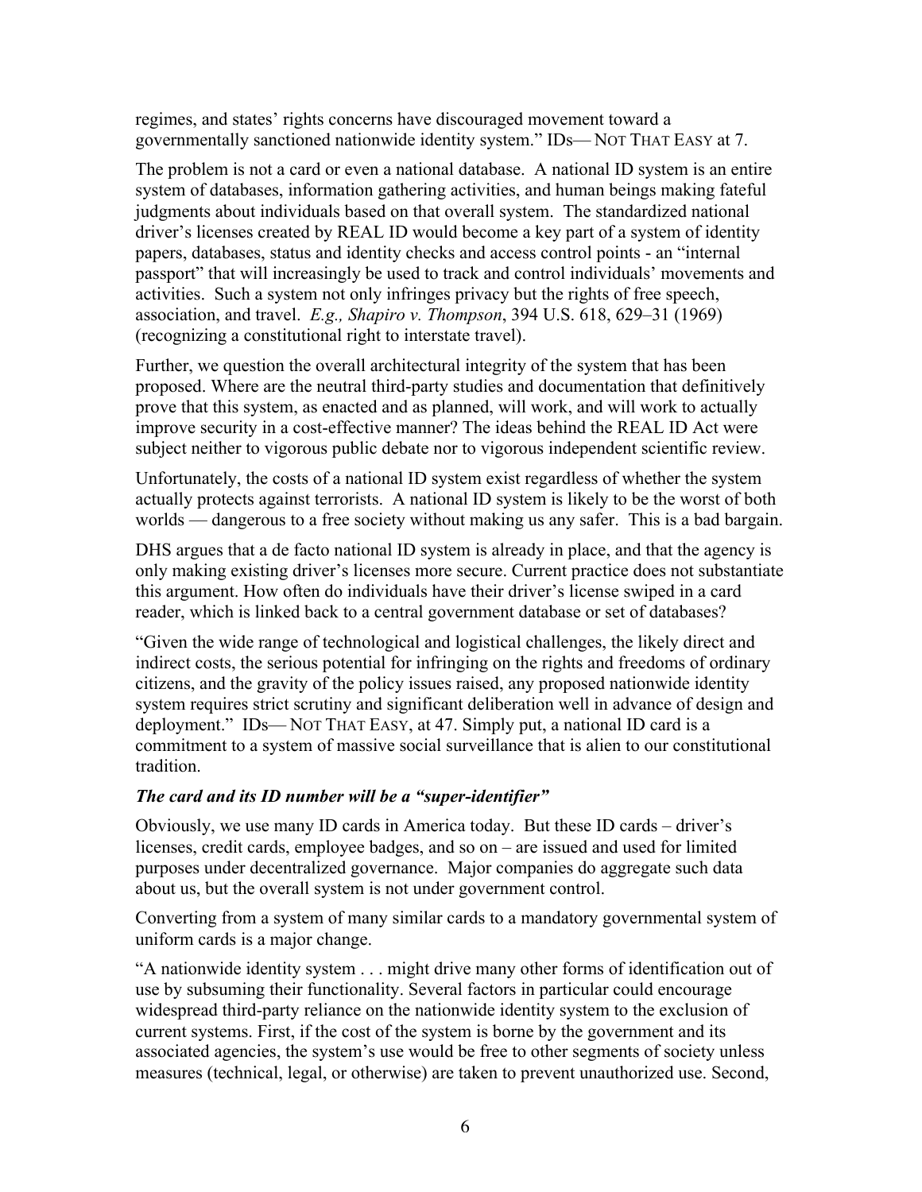regimes, and states' rights concerns have discouraged movement toward a governmentally sanctioned nationwide identity system." IDs— NOT THAT EASY at 7.

The problem is not a card or even a national database. A national ID system is an entire system of databases, information gathering activities, and human beings making fateful judgments about individuals based on that overall system. The standardized national driver's licenses created by REAL ID would become a key part of a system of identity papers, databases, status and identity checks and access control points - an "internal passport" that will increasingly be used to track and control individuals' movements and activities. Such a system not only infringes privacy but the rights of free speech, association, and travel. *E.g., Shapiro v. Thompson*, 394 U.S. 618, 629–31 (1969) (recognizing a constitutional right to interstate travel).

Further, we question the overall architectural integrity of the system that has been proposed. Where are the neutral third-party studies and documentation that definitively prove that this system, as enacted and as planned, will work, and will work to actually improve security in a cost-effective manner? The ideas behind the REAL ID Act were subject neither to vigorous public debate nor to vigorous independent scientific review.

Unfortunately, the costs of a national ID system exist regardless of whether the system actually protects against terrorists. A national ID system is likely to be the worst of both worlds — dangerous to a free society without making us any safer. This is a bad bargain.

DHS argues that a de facto national ID system is already in place, and that the agency is only making existing driver's licenses more secure. Current practice does not substantiate this argument. How often do individuals have their driver's license swiped in a card reader, which is linked back to a central government database or set of databases?

"Given the wide range of technological and logistical challenges, the likely direct and indirect costs, the serious potential for infringing on the rights and freedoms of ordinary citizens, and the gravity of the policy issues raised, any proposed nationwide identity system requires strict scrutiny and significant deliberation well in advance of design and deployment." IDs— NOT THAT EASY, at 47. Simply put, a national ID card is a commitment to a system of massive social surveillance that is alien to our constitutional tradition.

***The card and its ID number will be a "super-identifier"***

Obviously, we use many ID cards in America today. But these ID cards – driver's licenses, credit cards, employee badges, and so on – are issued and used for limited purposes under decentralized governance. Major companies do aggregate such data about us, but the overall system is not under government control.

Converting from a system of many similar cards to a mandatory governmental system of uniform cards is a major change.

"A nationwide identity system . . . might drive many other forms of identification out of use by subsuming their functionality. Several factors in particular could encourage widespread third-party reliance on the nationwide identity system to the exclusion of current systems. First, if the cost of the system is borne by the government and its associated agencies, the system's use would be free to other segments of society unless measures (technical, legal, or otherwise) are taken to prevent unauthorized use. Second,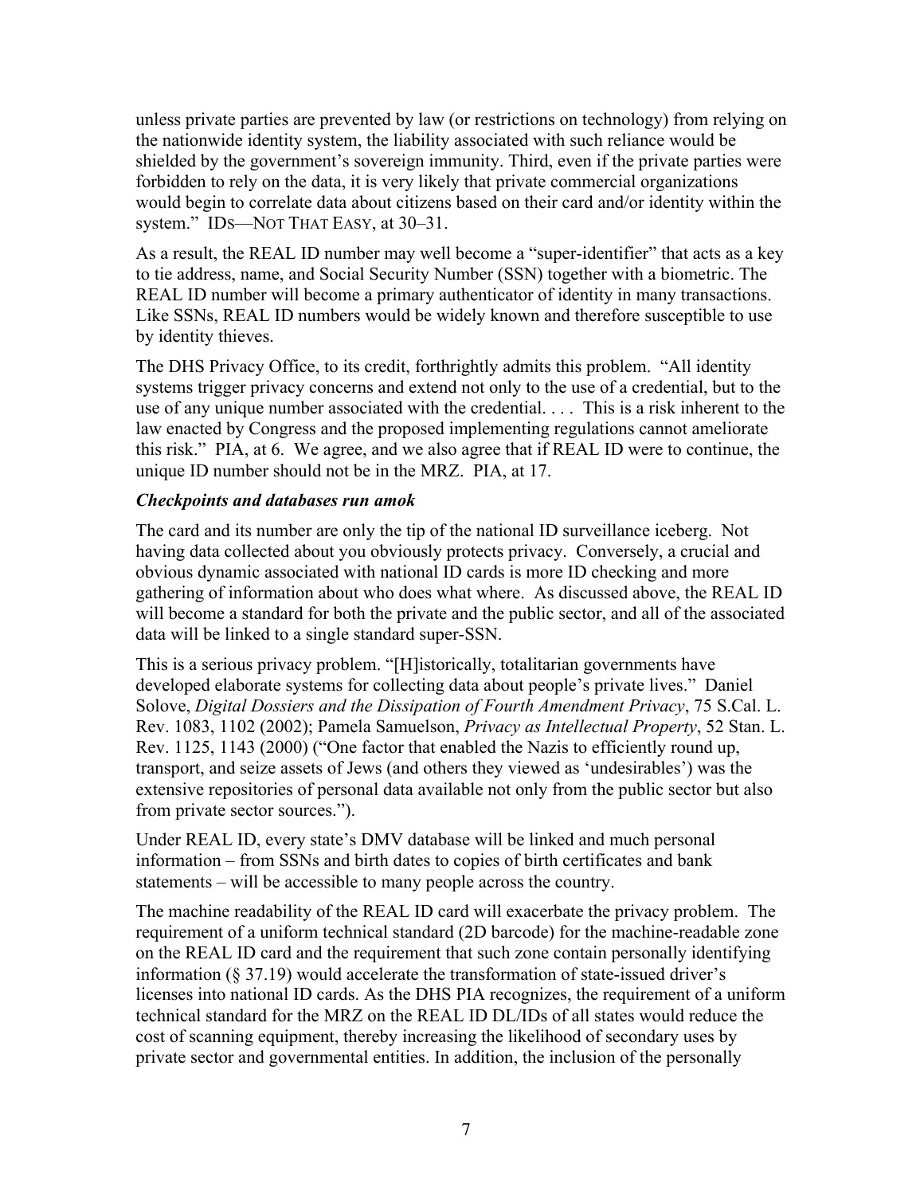unless private parties are prevented by law (or restrictions on technology) from relying on the nationwide identity system, the liability associated with such reliance would be shielded by the government's sovereign immunity. Third, even if the private parties were forbidden to rely on the data, it is very likely that private commercial organizations would begin to correlate data about citizens based on their card and/or identity within the system." IDS—NOT THAT EASY, at 30–31.

As a result, the REAL ID number may well become a "super-identifier" that acts as a key to tie address, name, and Social Security Number (SSN) together with a biometric. The REAL ID number will become a primary authenticator of identity in many transactions. Like SSNs, REAL ID numbers would be widely known and therefore susceptible to use by identity thieves.

The DHS Privacy Office, to its credit, forthrightly admits this problem. "All identity systems trigger privacy concerns and extend not only to the use of a credential, but to the use of any unique number associated with the credential. . . . This is a risk inherent to the law enacted by Congress and the proposed implementing regulations cannot ameliorate this risk." PIA, at 6. We agree, and we also agree that if REAL ID were to continue, the unique ID number should not be in the MRZ. PIA, at 17.

***Checkpoints and databases run amok***

The card and its number are only the tip of the national ID surveillance iceberg. Not having data collected about you obviously protects privacy. Conversely, a crucial and obvious dynamic associated with national ID cards is more ID checking and more gathering of information about who does what where. As discussed above, the REAL ID will become a standard for both the private and the public sector, and all of the associated data will be linked to a single standard super-SSN.

This is a serious privacy problem. "[H]istorically, totalitarian governments have developed elaborate systems for collecting data about people's private lives." Daniel Solove, *Digital Dossiers and the Dissipation of Fourth Amendment Privacy*, 75 S.Cal. L. Rev. 1083, 1102 (2002); Pamela Samuelson, *Privacy as Intellectual Property*, 52 Stan. L. Rev. 1125, 1143 (2000) ("One factor that enabled the Nazis to efficiently round up, transport, and seize assets of Jews (and others they viewed as 'undesirables') was the extensive repositories of personal data available not only from the public sector but also from private sector sources.").

Under REAL ID, every state's DMV database will be linked and much personal information – from SSNs and birth dates to copies of birth certificates and bank statements – will be accessible to many people across the country.

The machine readability of the REAL ID card will exacerbate the privacy problem. The requirement of a uniform technical standard (2D barcode) for the machine-readable zone on the REAL ID card and the requirement that such zone contain personally identifying information (§ 37.19) would accelerate the transformation of state-issued driver's licenses into national ID cards. As the DHS PIA recognizes, the requirement of a uniform technical standard for the MRZ on the REAL ID DL/IDs of all states would reduce the cost of scanning equipment, thereby increasing the likelihood of secondary uses by private sector and governmental entities. In addition, the inclusion of the personally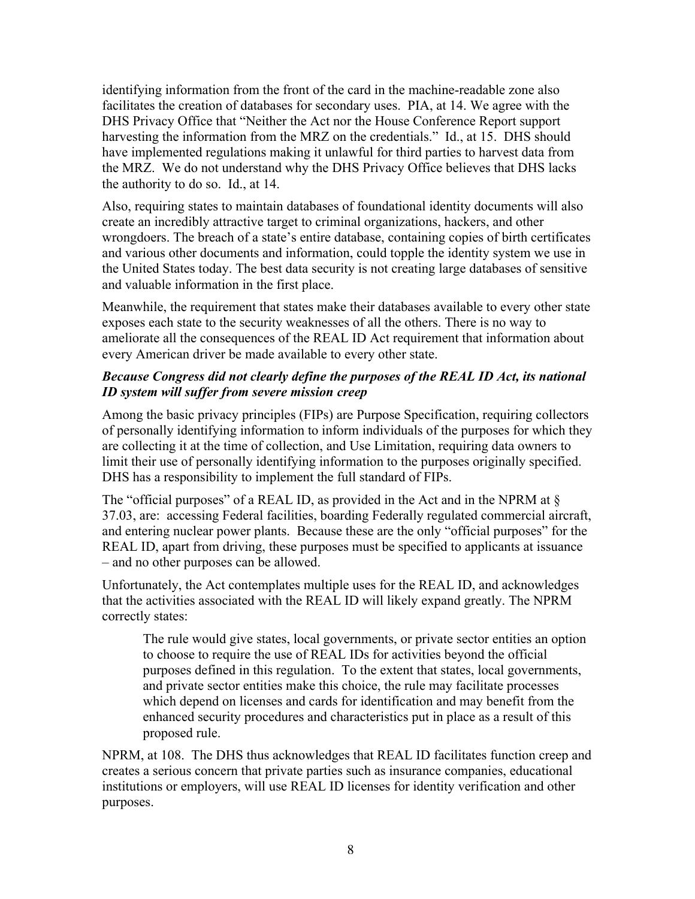identifying information from the front of the card in the machine-readable zone also facilitates the creation of databases for secondary uses. PIA, at 14. We agree with the DHS Privacy Office that "Neither the Act nor the House Conference Report support harvesting the information from the MRZ on the credentials." Id., at 15. DHS should have implemented regulations making it unlawful for third parties to harvest data from the MRZ. We do not understand why the DHS Privacy Office believes that DHS lacks the authority to do so. Id., at 14.

Also, requiring states to maintain databases of foundational identity documents will also create an incredibly attractive target to criminal organizations, hackers, and other wrongdoers. The breach of a state's entire database, containing copies of birth certificates and various other documents and information, could topple the identity system we use in the United States today. The best data security is not creating large databases of sensitive and valuable information in the first place.

Meanwhile, the requirement that states make their databases available to every other state exposes each state to the security weaknesses of all the others. There is no way to ameliorate all the consequences of the REAL ID Act requirement that information about every American driver be made available to every other state.

***Because Congress did not clearly define the purposes of the REAL ID Act, its national ID system will suffer from severe mission creep***

Among the basic privacy principles (FIPs) are Purpose Specification, requiring collectors of personally identifying information to inform individuals of the purposes for which they are collecting it at the time of collection, and Use Limitation, requiring data owners to limit their use of personally identifying information to the purposes originally specified. DHS has a responsibility to implement the full standard of FIPs.

The "official purposes" of a REAL ID, as provided in the Act and in the NPRM at § 37.03, are: accessing Federal facilities, boarding Federally regulated commercial aircraft, and entering nuclear power plants. Because these are the only "official purposes" for the REAL ID, apart from driving, these purposes must be specified to applicants at issuance – and no other purposes can be allowed.

Unfortunately, the Act contemplates multiple uses for the REAL ID, and acknowledges that the activities associated with the REAL ID will likely expand greatly. The NPRM correctly states:

> The rule would give states, local governments, or private sector entities an option to choose to require the use of REAL IDs for activities beyond the official purposes defined in this regulation. To the extent that states, local governments, and private sector entities make this choice, the rule may facilitate processes which depend on licenses and cards for identification and may benefit from the enhanced security procedures and characteristics put in place as a result of this proposed rule.

NPRM, at 108. The DHS thus acknowledges that REAL ID facilitates function creep and creates a serious concern that private parties such as insurance companies, educational institutions or employers, will use REAL ID licenses for identity verification and other purposes.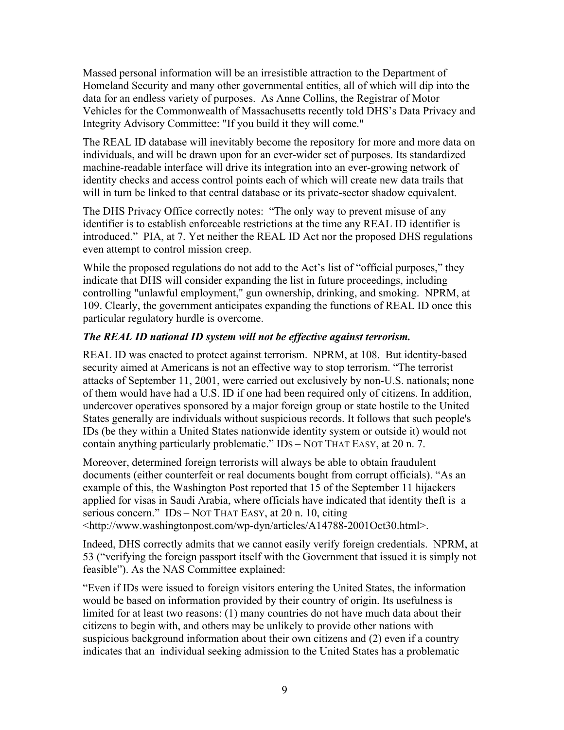Massed personal information will be an irresistible attraction to the Department of Homeland Security and many other governmental entities, all of which will dip into the data for an endless variety of purposes. As Anne Collins, the Registrar of Motor Vehicles for the Commonwealth of Massachusetts recently told DHS's Data Privacy and Integrity Advisory Committee: "If you build it they will come."

The REAL ID database will inevitably become the repository for more and more data on individuals, and will be drawn upon for an ever-wider set of purposes. Its standardized machine-readable interface will drive its integration into an ever-growing network of identity checks and access control points each of which will create new data trails that will in turn be linked to that central database or its private-sector shadow equivalent.

The DHS Privacy Office correctly notes: "The only way to prevent misuse of any identifier is to establish enforceable restrictions at the time any REAL ID identifier is introduced." PIA, at 7. Yet neither the REAL ID Act nor the proposed DHS regulations even attempt to control mission creep.

While the proposed regulations do not add to the Act's list of "official purposes," they indicate that DHS will consider expanding the list in future proceedings, including controlling "unlawful employment," gun ownership, drinking, and smoking. NPRM, at 109. Clearly, the government anticipates expanding the functions of REAL ID once this particular regulatory hurdle is overcome.

***The REAL ID national ID system will not be effective against terrorism.***

REAL ID was enacted to protect against terrorism. NPRM, at 108. But identity-based security aimed at Americans is not an effective way to stop terrorism. "The terrorist attacks of September 11, 2001, were carried out exclusively by non-U.S. nationals; none of them would have had a U.S. ID if one had been required only of citizens. In addition, undercover operatives sponsored by a major foreign group or state hostile to the United States generally are individuals without suspicious records. It follows that such people's IDs (be they within a United States nationwide identity system or outside it) would not contain anything particularly problematic." IDS – NOT THAT EASY, at 20 n. 7.

Moreover, determined foreign terrorists will always be able to obtain fraudulent documents (either counterfeit or real documents bought from corrupt officials). "As an example of this, the Washington Post reported that 15 of the September 11 hijackers applied for visas in Saudi Arabia, where officials have indicated that identity theft is a serious concern." IDS – NOT THAT EASY, at 20 n. 10, citing <http://www.washingtonpost.com/wp-dyn/articles/A14788-2001Oct30.html>.

Indeed, DHS correctly admits that we cannot easily verify foreign credentials. NPRM, at 53 ("verifying the foreign passport itself with the Government that issued it is simply not feasible"). As the NAS Committee explained:

"Even if IDs were issued to foreign visitors entering the United States, the information would be based on information provided by their country of origin. Its usefulness is limited for at least two reasons: (1) many countries do not have much data about their citizens to begin with, and others may be unlikely to provide other nations with suspicious background information about their own citizens and (2) even if a country indicates that an individual seeking admission to the United States has a problematic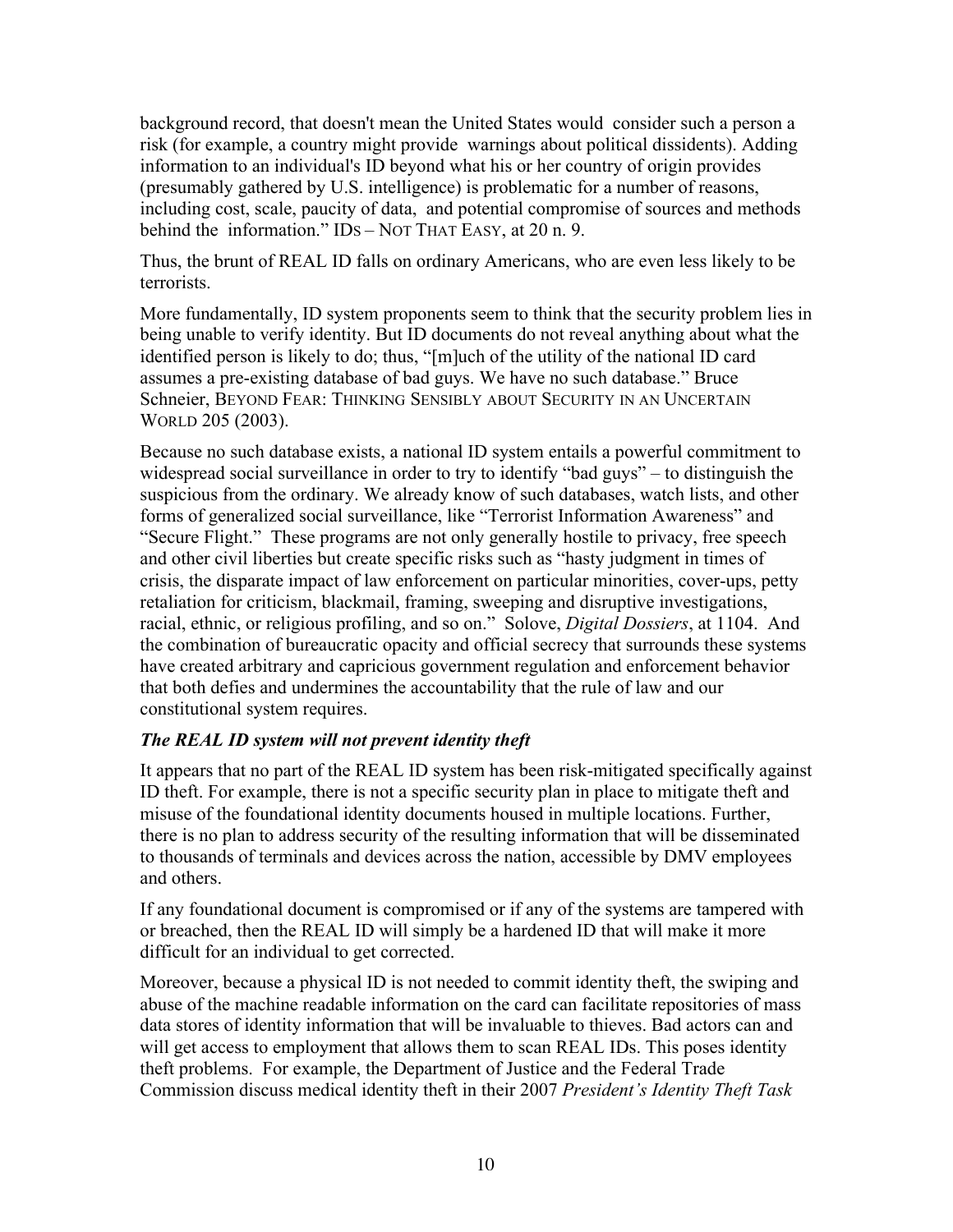background record, that doesn't mean the United States would consider such a person a risk (for example, a country might provide warnings about political dissidents). Adding information to an individual's ID beyond what his or her country of origin provides (presumably gathered by U.S. intelligence) is problematic for a number of reasons, including cost, scale, paucity of data, and potential compromise of sources and methods behind the information." IDS – NOT THAT EASY, at 20 n. 9.

Thus, the brunt of REAL ID falls on ordinary Americans, who are even less likely to be terrorists.

More fundamentally, ID system proponents seem to think that the security problem lies in being unable to verify identity. But ID documents do not reveal anything about what the identified person is likely to do; thus, "[m]uch of the utility of the national ID card assumes a pre-existing database of bad guys. We have no such database." Bruce Schneier, BEYOND FEAR: THINKING SENSIBLY ABOUT SECURITY IN AN UNCERTAIN WORLD 205 (2003).

Because no such database exists, a national ID system entails a powerful commitment to widespread social surveillance in order to try to identify "bad guys" – to distinguish the suspicious from the ordinary. We already know of such databases, watch lists, and other forms of generalized social surveillance, like "Terrorist Information Awareness" and "Secure Flight." These programs are not only generally hostile to privacy, free speech and other civil liberties but create specific risks such as "hasty judgment in times of crisis, the disparate impact of law enforcement on particular minorities, cover-ups, petty retaliation for criticism, blackmail, framing, sweeping and disruptive investigations, racial, ethnic, or religious profiling, and so on." Solove, *Digital Dossiers*, at 1104. And the combination of bureaucratic opacity and official secrecy that surrounds these systems have created arbitrary and capricious government regulation and enforcement behavior that both defies and undermines the accountability that the rule of law and our constitutional system requires.

***The REAL ID system will not prevent identity theft***

It appears that no part of the REAL ID system has been risk-mitigated specifically against ID theft. For example, there is not a specific security plan in place to mitigate theft and misuse of the foundational identity documents housed in multiple locations. Further, there is no plan to address security of the resulting information that will be disseminated to thousands of terminals and devices across the nation, accessible by DMV employees and others.

If any foundational document is compromised or if any of the systems are tampered with or breached, then the REAL ID will simply be a hardened ID that will make it more difficult for an individual to get corrected.

Moreover, because a physical ID is not needed to commit identity theft, the swiping and abuse of the machine readable information on the card can facilitate repositories of mass data stores of identity information that will be invaluable to thieves. Bad actors can and will get access to employment that allows them to scan REAL IDs. This poses identity theft problems. For example, the Department of Justice and the Federal Trade Commission discuss medical identity theft in their 2007 *President's Identity Theft Task*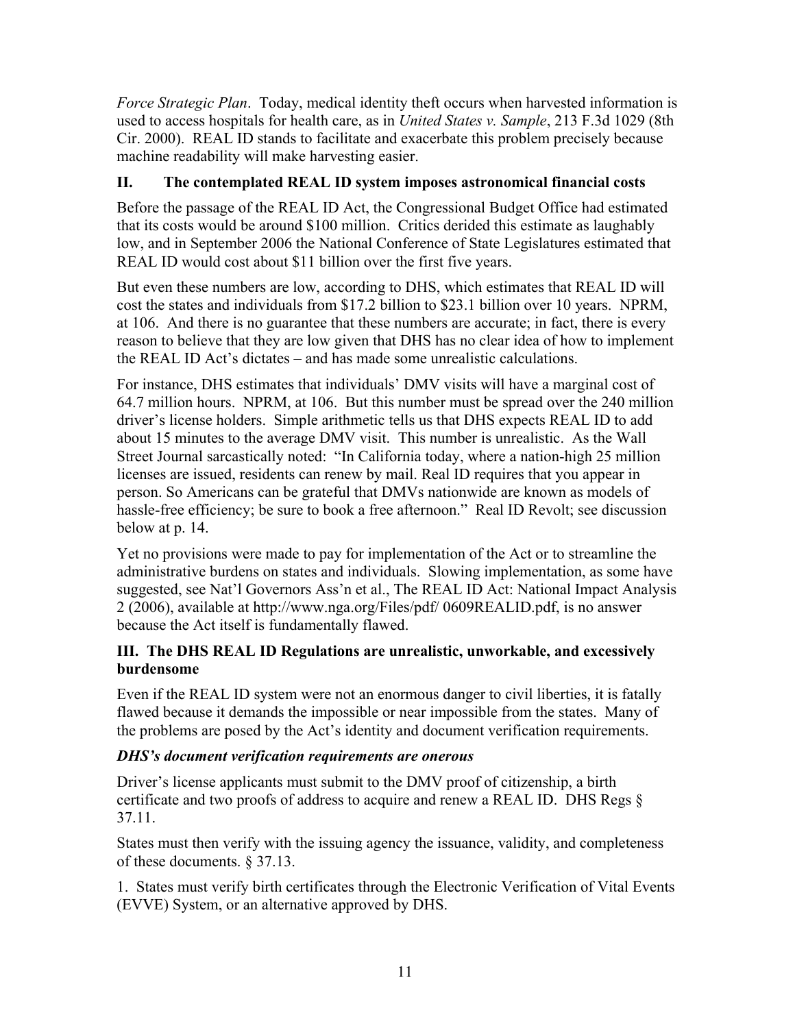*Force Strategic Plan*. Today, medical identity theft occurs when harvested information is used to access hospitals for health care, as in *United States v. Sample*, 213 F.3d 1029 (8th Cir. 2000). REAL ID stands to facilitate and exacerbate this problem precisely because machine readability will make harvesting easier.

## II. The contemplated REAL ID system imposes astronomical financial costs

Before the passage of the REAL ID Act, the Congressional Budget Office had estimated that its costs would be around $100 million. Critics derided this estimate as laughably low, and in September 2006 the National Conference of State Legislatures estimated that REAL ID would cost about $11 billion over the first five years.

But even these numbers are low, according to DHS, which estimates that REAL ID will cost the states and individuals from $17.2 billion to $23.1 billion over 10 years. NPRM, at 106. And there is no guarantee that these numbers are accurate; in fact, there is every reason to believe that they are low given that DHS has no clear idea of how to implement the REAL ID Act's dictates – and has made some unrealistic calculations.

For instance, DHS estimates that individuals' DMV visits will have a marginal cost of 64.7 million hours. NPRM, at 106. But this number must be spread over the 240 million driver's license holders. Simple arithmetic tells us that DHS expects REAL ID to add about 15 minutes to the average DMV visit. This number is unrealistic. As the Wall Street Journal sarcastically noted: "In California today, where a nation-high 25 million licenses are issued, residents can renew by mail. Real ID requires that you appear in person. So Americans can be grateful that DMVs nationwide are known as models of hassle-free efficiency; be sure to book a free afternoon." Real ID Revolt; see discussion below at p. 14.

Yet no provisions were made to pay for implementation of the Act or to streamline the administrative burdens on states and individuals. Slowing implementation, as some have suggested, see Nat'l Governors Ass'n et al., The REAL ID Act: National Impact Analysis 2 (2006), available at http://www.nga.org/Files/pdf/ 0609REALID.pdf, is no answer because the Act itself is fundamentally flawed.

## III. The DHS REAL ID Regulations are unrealistic, unworkable, and excessively burdensome

Even if the REAL ID system were not an enormous danger to civil liberties, it is fatally flawed because it demands the impossible or near impossible from the states. Many of the problems are posed by the Act's identity and document verification requirements.

### *DHS's document verification requirements are onerous*

Driver's license applicants must submit to the DMV proof of citizenship, a birth certificate and two proofs of address to acquire and renew a REAL ID. DHS Regs § 37.11.

States must then verify with the issuing agency the issuance, validity, and completeness of these documents. § 37.13.

1. States must verify birth certificates through the Electronic Verification of Vital Events (EVVE) System, or an alternative approved by DHS.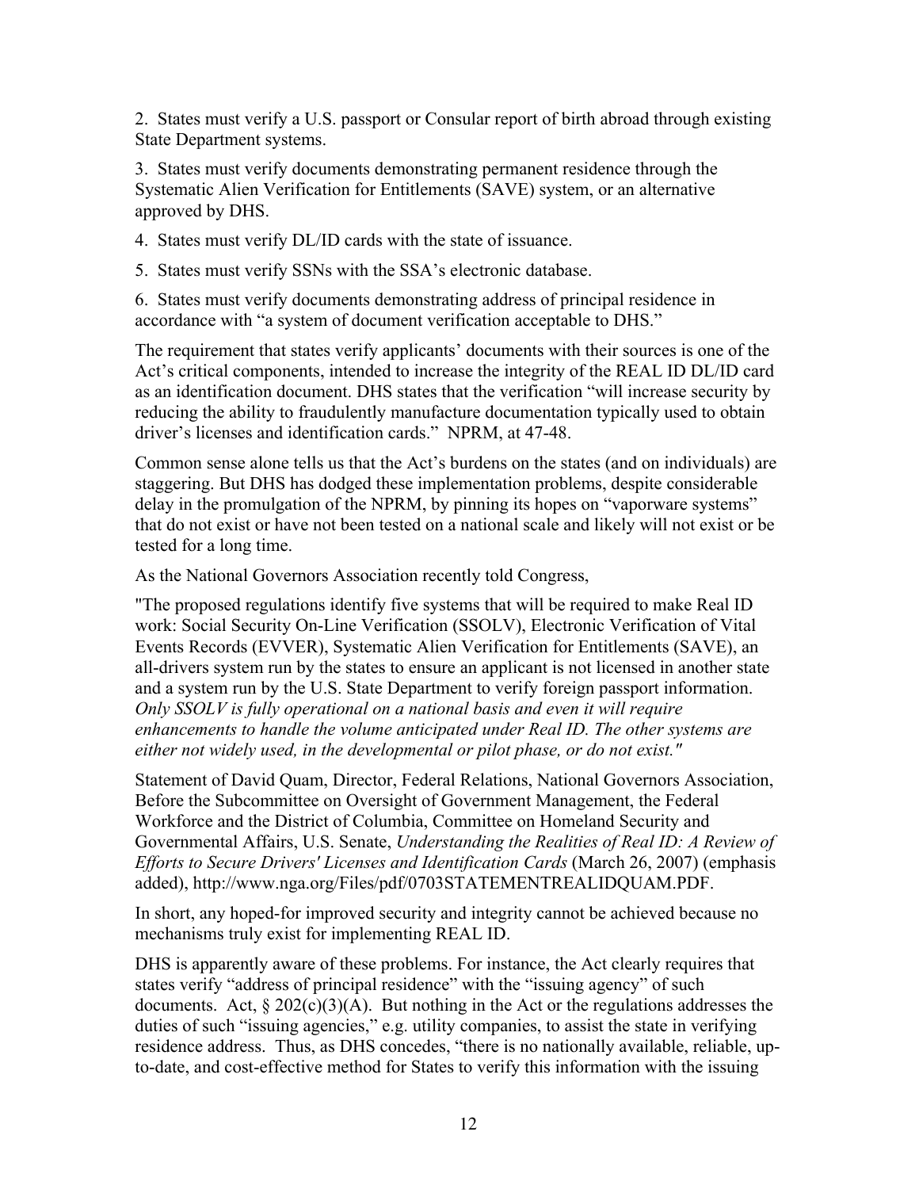2. States must verify a U.S. passport or Consular report of birth abroad through existing State Department systems.

3. States must verify documents demonstrating permanent residence through the Systematic Alien Verification for Entitlements (SAVE) system, or an alternative approved by DHS.

4. States must verify DL/ID cards with the state of issuance.

5. States must verify SSNs with the SSA's electronic database.

6. States must verify documents demonstrating address of principal residence in accordance with "a system of document verification acceptable to DHS."

The requirement that states verify applicants' documents with their sources is one of the Act's critical components, intended to increase the integrity of the REAL ID DL/ID card as an identification document. DHS states that the verification "will increase security by reducing the ability to fraudulently manufacture documentation typically used to obtain driver's licenses and identification cards." NPRM, at 47-48.

Common sense alone tells us that the Act's burdens on the states (and on individuals) are staggering. But DHS has dodged these implementation problems, despite considerable delay in the promulgation of the NPRM, by pinning its hopes on "vaporware systems" that do not exist or have not been tested on a national scale and likely will not exist or be tested for a long time.

As the National Governors Association recently told Congress,

"The proposed regulations identify five systems that will be required to make Real ID work: Social Security On-Line Verification (SSOLV), Electronic Verification of Vital Events Records (EVVER), Systematic Alien Verification for Entitlements (SAVE), an all-drivers system run by the states to ensure an applicant is not licensed in another state and a system run by the U.S. State Department to verify foreign passport information. *Only SSOLV is fully operational on a national basis and even it will require enhancements to handle the volume anticipated under Real ID. The other systems are either not widely used, in the developmental or pilot phase, or do not exist."*

Statement of David Quam, Director, Federal Relations, National Governors Association, Before the Subcommittee on Oversight of Government Management, the Federal Workforce and the District of Columbia, Committee on Homeland Security and Governmental Affairs, U.S. Senate, *Understanding the Realities of Real ID: A Review of Efforts to Secure Drivers' Licenses and Identification Cards* (March 26, 2007) (emphasis added), http://www.nga.org/Files/pdf/0703STATEMENTREALIDQUAM.PDF.

In short, any hoped-for improved security and integrity cannot be achieved because no mechanisms truly exist for implementing REAL ID.

DHS is apparently aware of these problems. For instance, the Act clearly requires that states verify "address of principal residence" with the "issuing agency" of such documents. Act, § 202(c)(3)(A). But nothing in the Act or the regulations addresses the duties of such "issuing agencies," e.g. utility companies, to assist the state in verifying residence address. Thus, as DHS concedes, "there is no nationally available, reliable, up-to-date, and cost-effective method for States to verify this information with the issuing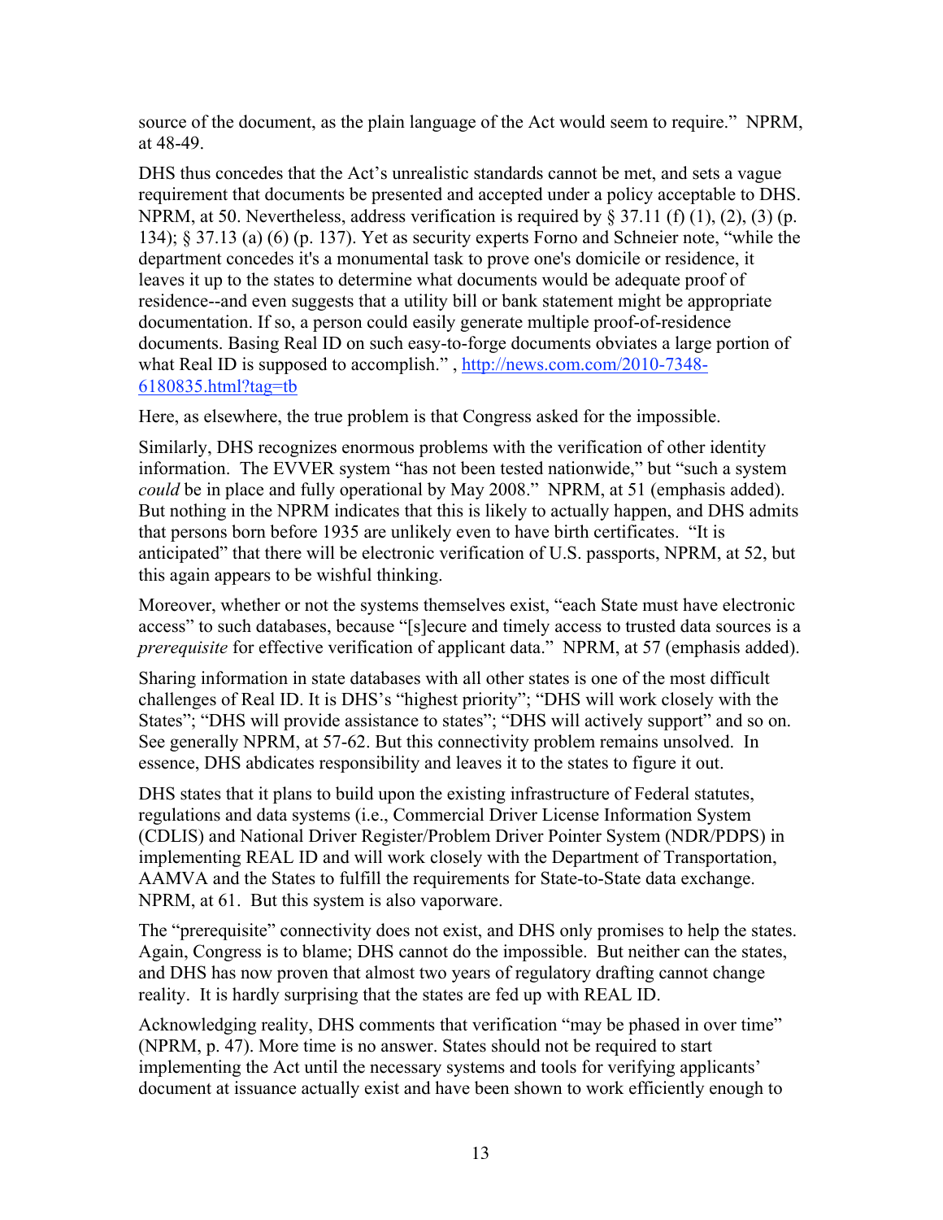source of the document, as the plain language of the Act would seem to require." NPRM, at 48-49.

DHS thus concedes that the Act's unrealistic standards cannot be met, and sets a vague requirement that documents be presented and accepted under a policy acceptable to DHS. NPRM, at 50. Nevertheless, address verification is required by § 37.11 (f) (1), (2), (3) (p. 134); § 37.13 (a) (6) (p. 137). Yet as security experts Forno and Schneier note, "while the department concedes it's a monumental task to prove one's domicile or residence, it leaves it up to the states to determine what documents would be adequate proof of residence--and even suggests that a utility bill or bank statement might be appropriate documentation. If so, a person could easily generate multiple proof-of-residence documents. Basing Real ID on such easy-to-forge documents obviates a large portion of what Real ID is supposed to accomplish." , [http://news.com.com/2010-7348-6180835.html?tag=tb](http://news.com.com/2010-7348-6180835.html?tag=tb)

Here, as elsewhere, the true problem is that Congress asked for the impossible.

Similarly, DHS recognizes enormous problems with the verification of other identity information. The EVVER system "has not been tested nationwide," but "such a system *could* be in place and fully operational by May 2008." NPRM, at 51 (emphasis added). But nothing in the NPRM indicates that this is likely to actually happen, and DHS admits that persons born before 1935 are unlikely even to have birth certificates. "It is anticipated" that there will be electronic verification of U.S. passports, NPRM, at 52, but this again appears to be wishful thinking.

Moreover, whether or not the systems themselves exist, "each State must have electronic access" to such databases, because "[s]ecure and timely access to trusted data sources is a *prerequisite* for effective verification of applicant data." NPRM, at 57 (emphasis added).

Sharing information in state databases with all other states is one of the most difficult challenges of Real ID. It is DHS's "highest priority"; "DHS will work closely with the States"; "DHS will provide assistance to states"; "DHS will actively support" and so on. See generally NPRM, at 57-62. But this connectivity problem remains unsolved. In essence, DHS abdicates responsibility and leaves it to the states to figure it out.

DHS states that it plans to build upon the existing infrastructure of Federal statutes, regulations and data systems (i.e., Commercial Driver License Information System (CDLIS) and National Driver Register/Problem Driver Pointer System (NDR/PDPS) in implementing REAL ID and will work closely with the Department of Transportation, AAMVA and the States to fulfill the requirements for State-to-State data exchange. NPRM, at 61. But this system is also vaporware.

The "prerequisite" connectivity does not exist, and DHS only promises to help the states. Again, Congress is to blame; DHS cannot do the impossible. But neither can the states, and DHS has now proven that almost two years of regulatory drafting cannot change reality. It is hardly surprising that the states are fed up with REAL ID.

Acknowledging reality, DHS comments that verification "may be phased in over time" (NPRM, p. 47). More time is no answer. States should not be required to start implementing the Act until the necessary systems and tools for verifying applicants' document at issuance actually exist and have been shown to work efficiently enough to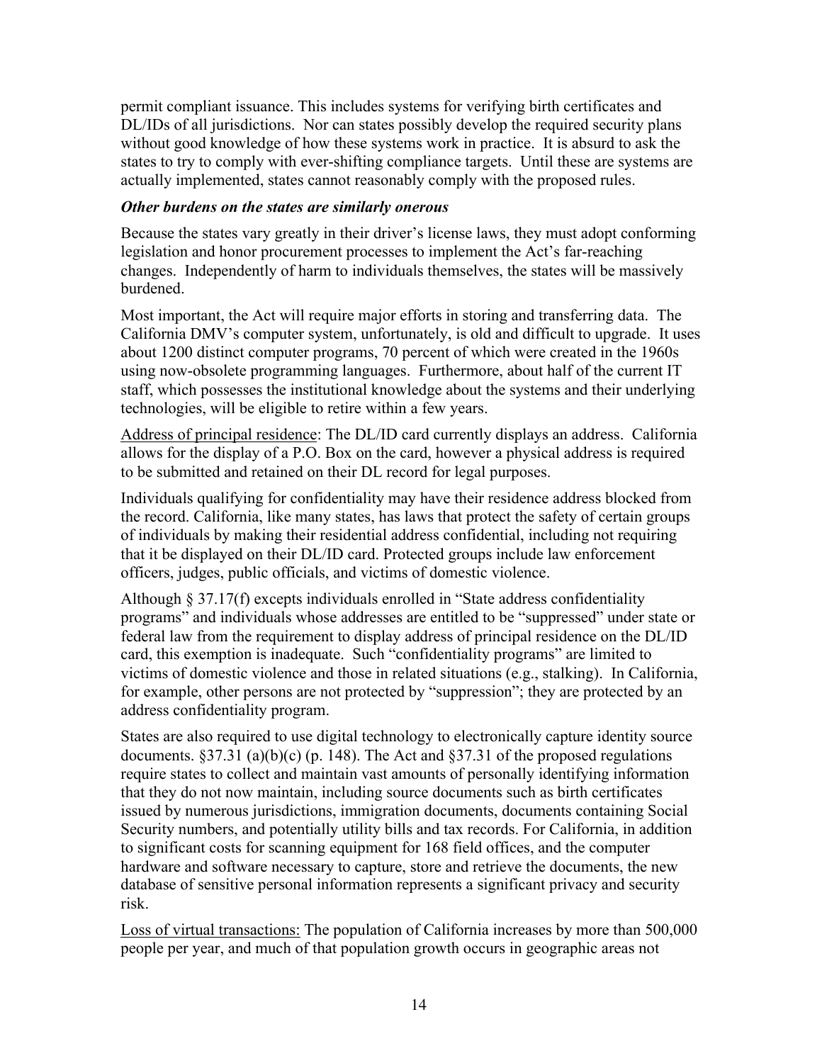permit compliant issuance. This includes systems for verifying birth certificates and DL/IDs of all jurisdictions. Nor can states possibly develop the required security plans without good knowledge of how these systems work in practice. It is absurd to ask the states to try to comply with ever-shifting compliance targets. Until these are systems are actually implemented, states cannot reasonably comply with the proposed rules.

***Other burdens on the states are similarly onerous***

Because the states vary greatly in their driver's license laws, they must adopt conforming legislation and honor procurement processes to implement the Act's far-reaching changes. Independently of harm to individuals themselves, the states will be massively burdened.

Most important, the Act will require major efforts in storing and transferring data. The California DMV's computer system, unfortunately, is old and difficult to upgrade. It uses about 1200 distinct computer programs, 70 percent of which were created in the 1960s using now-obsolete programming languages. Furthermore, about half of the current IT staff, which possesses the institutional knowledge about the systems and their underlying technologies, will be eligible to retire within a few years.

<u>Address of principal residence</u>: The DL/ID card currently displays an address. California allows for the display of a P.O. Box on the card, however a physical address is required to be submitted and retained on their DL record for legal purposes.

Individuals qualifying for confidentiality may have their residence address blocked from the record. California, like many states, has laws that protect the safety of certain groups of individuals by making their residential address confidential, including not requiring that it be displayed on their DL/ID card. Protected groups include law enforcement officers, judges, public officials, and victims of domestic violence.

Although § 37.17(f) excepts individuals enrolled in "State address confidentiality programs" and individuals whose addresses are entitled to be "suppressed" under state or federal law from the requirement to display address of principal residence on the DL/ID card, this exemption is inadequate. Such "confidentiality programs" are limited to victims of domestic violence and those in related situations (e.g., stalking). In California, for example, other persons are not protected by "suppression"; they are protected by an address confidentiality program.

States are also required to use digital technology to electronically capture identity source documents. §37.31 (a)(b)(c) (p. 148). The Act and §37.31 of the proposed regulations require states to collect and maintain vast amounts of personally identifying information that they do not now maintain, including source documents such as birth certificates issued by numerous jurisdictions, immigration documents, documents containing Social Security numbers, and potentially utility bills and tax records. For California, in addition to significant costs for scanning equipment for 168 field offices, and the computer hardware and software necessary to capture, store and retrieve the documents, the new database of sensitive personal information represents a significant privacy and security risk.

<u>Loss of virtual transactions:</u> The population of California increases by more than 500,000 people per year, and much of that population growth occurs in geographic areas not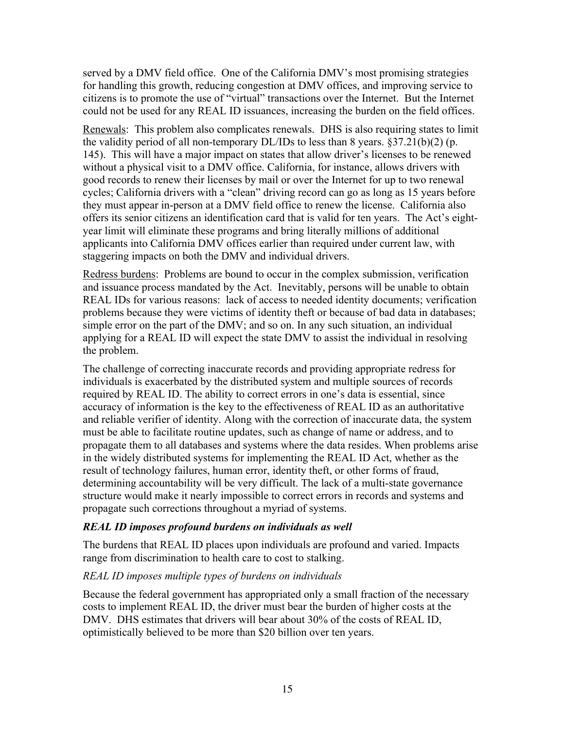served by a DMV field office. One of the California DMV's most promising strategies for handling this growth, reducing congestion at DMV offices, and improving service to citizens is to promote the use of "virtual" transactions over the Internet. But the Internet could not be used for any REAL ID issuances, increasing the burden on the field offices.

Renewals: This problem also complicates renewals. DHS is also requiring states to limit the validity period of all non-temporary DL/IDs to less than 8 years. §37.21(b)(2) (p. 145). This will have a major impact on states that allow driver's licenses to be renewed without a physical visit to a DMV office. California, for instance, allows drivers with good records to renew their licenses by mail or over the Internet for up to two renewal cycles; California drivers with a "clean" driving record can go as long as 15 years before they must appear in-person at a DMV field office to renew the license. California also offers its senior citizens an identification card that is valid for ten years. The Act's eight-year limit will eliminate these programs and bring literally millions of additional applicants into California DMV offices earlier than required under current law, with staggering impacts on both the DMV and individual drivers.

Redress burdens: Problems are bound to occur in the complex submission, verification and issuance process mandated by the Act. Inevitably, persons will be unable to obtain REAL IDs for various reasons: lack of access to needed identity documents; verification problems because they were victims of identity theft or because of bad data in databases; simple error on the part of the DMV; and so on. In any such situation, an individual applying for a REAL ID will expect the state DMV to assist the individual in resolving the problem.

The challenge of correcting inaccurate records and providing appropriate redress for individuals is exacerbated by the distributed system and multiple sources of records required by REAL ID. The ability to correct errors in one's data is essential, since accuracy of information is the key to the effectiveness of REAL ID as an authoritative and reliable verifier of identity. Along with the correction of inaccurate data, the system must be able to facilitate routine updates, such as change of name or address, and to propagate them to all databases and systems where the data resides. When problems arise in the widely distributed systems for implementing the REAL ID Act, whether as the result of technology failures, human error, identity theft, or other forms of fraud, determining accountability will be very difficult. The lack of a multi-state governance structure would make it nearly impossible to correct errors in records and systems and propagate such corrections throughout a myriad of systems.

### ***REAL ID imposes profound burdens on individuals as well***

The burdens that REAL ID places upon individuals are profound and varied. Impacts range from discrimination to health care to cost to stalking.

#### *REAL ID imposes multiple types of burdens on individuals*

Because the federal government has appropriated only a small fraction of the necessary costs to implement REAL ID, the driver must bear the burden of higher costs at the DMV. DHS estimates that drivers will bear about 30% of the costs of REAL ID, optimistically believed to be more than $20 billion over ten years.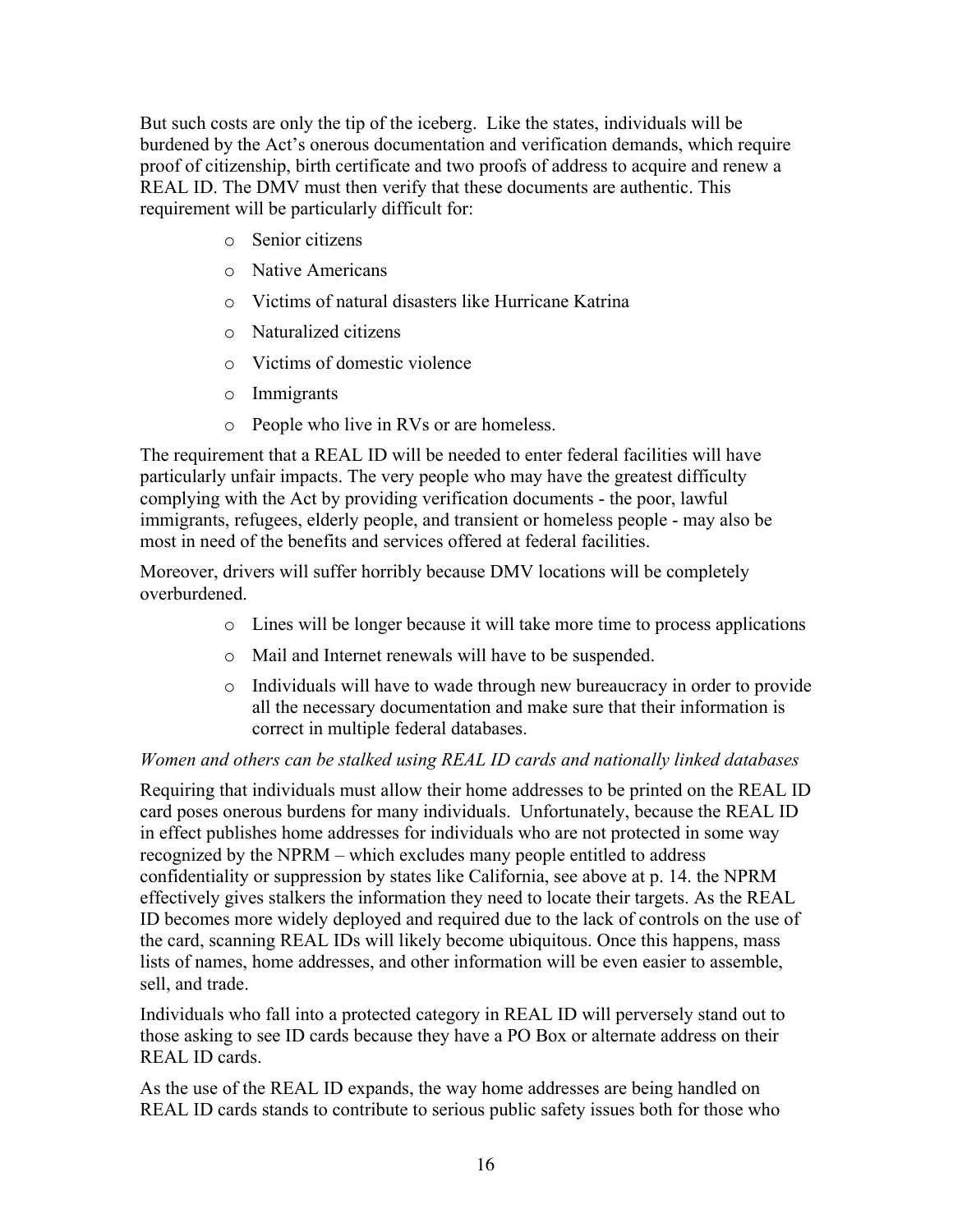But such costs are only the tip of the iceberg. Like the states, individuals will be burdened by the Act's onerous documentation and verification demands, which require proof of citizenship, birth certificate and two proofs of address to acquire and renew a REAL ID. The DMV must then verify that these documents are authentic. This requirement will be particularly difficult for:

- Senior citizens
- Native Americans
- Victims of natural disasters like Hurricane Katrina
- Naturalized citizens
- Victims of domestic violence
- Immigrants
- People who live in RVs or are homeless.

The requirement that a REAL ID will be needed to enter federal facilities will have particularly unfair impacts. The very people who may have the greatest difficulty complying with the Act by providing verification documents - the poor, lawful immigrants, refugees, elderly people, and transient or homeless people - may also be most in need of the benefits and services offered at federal facilities.

Moreover, drivers will suffer horribly because DMV locations will be completely overburdened.

- Lines will be longer because it will take more time to process applications
- Mail and Internet renewals will have to be suspended.
- Individuals will have to wade through new bureaucracy in order to provide all the necessary documentation and make sure that their information is correct in multiple federal databases.

*Women and others can be stalked using REAL ID cards and nationally linked databases*

Requiring that individuals must allow their home addresses to be printed on the REAL ID card poses onerous burdens for many individuals. Unfortunately, because the REAL ID in effect publishes home addresses for individuals who are not protected in some way recognized by the NPRM – which excludes many people entitled to address confidentiality or suppression by states like California, see above at p. 14. the NPRM effectively gives stalkers the information they need to locate their targets. As the REAL ID becomes more widely deployed and required due to the lack of controls on the use of the card, scanning REAL IDs will likely become ubiquitous. Once this happens, mass lists of names, home addresses, and other information will be even easier to assemble, sell, and trade.

Individuals who fall into a protected category in REAL ID will perversely stand out to those asking to see ID cards because they have a PO Box or alternate address on their REAL ID cards.

As the use of the REAL ID expands, the way home addresses are being handled on REAL ID cards stands to contribute to serious public safety issues both for those who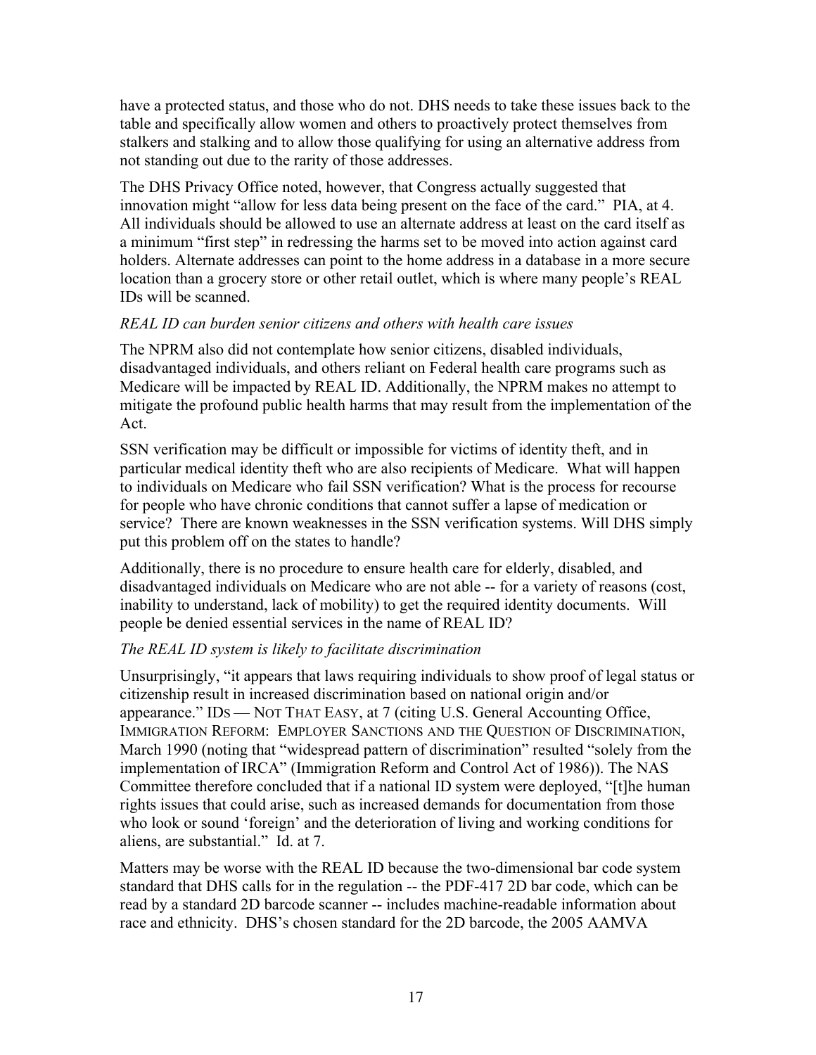have a protected status, and those who do not. DHS needs to take these issues back to the table and specifically allow women and others to proactively protect themselves from stalkers and stalking and to allow those qualifying for using an alternative address from not standing out due to the rarity of those addresses.

The DHS Privacy Office noted, however, that Congress actually suggested that innovation might "allow for less data being present on the face of the card." PIA, at 4. All individuals should be allowed to use an alternate address at least on the card itself as a minimum "first step" in redressing the harms set to be moved into action against card holders. Alternate addresses can point to the home address in a database in a more secure location than a grocery store or other retail outlet, which is where many people's REAL IDs will be scanned.

*REAL ID can burden senior citizens and others with health care issues*

The NPRM also did not contemplate how senior citizens, disabled individuals, disadvantaged individuals, and others reliant on Federal health care programs such as Medicare will be impacted by REAL ID. Additionally, the NPRM makes no attempt to mitigate the profound public health harms that may result from the implementation of the Act.

SSN verification may be difficult or impossible for victims of identity theft, and in particular medical identity theft who are also recipients of Medicare. What will happen to individuals on Medicare who fail SSN verification? What is the process for recourse for people who have chronic conditions that cannot suffer a lapse of medication or service? There are known weaknesses in the SSN verification systems. Will DHS simply put this problem off on the states to handle?

Additionally, there is no procedure to ensure health care for elderly, disabled, and disadvantaged individuals on Medicare who are not able -- for a variety of reasons (cost, inability to understand, lack of mobility) to get the required identity documents. Will people be denied essential services in the name of REAL ID?

*The REAL ID system is likely to facilitate discrimination*

Unsurprisingly, "it appears that laws requiring individuals to show proof of legal status or citizenship result in increased discrimination based on national origin and/or appearance." IDS — NOT THAT EASY, at 7 (citing U.S. General Accounting Office, IMMIGRATION REFORM: EMPLOYER SANCTIONS AND THE QUESTION OF DISCRIMINATION, March 1990 (noting that "widespread pattern of discrimination" resulted "solely from the implementation of IRCA" (Immigration Reform and Control Act of 1986)). The NAS Committee therefore concluded that if a national ID system were deployed, "[t]he human rights issues that could arise, such as increased demands for documentation from those who look or sound 'foreign' and the deterioration of living and working conditions for aliens, are substantial." Id. at 7.

Matters may be worse with the REAL ID because the two-dimensional bar code system standard that DHS calls for in the regulation -- the PDF-417 2D bar code, which can be read by a standard 2D barcode scanner -- includes machine-readable information about race and ethnicity. DHS's chosen standard for the 2D barcode, the 2005 AAMVA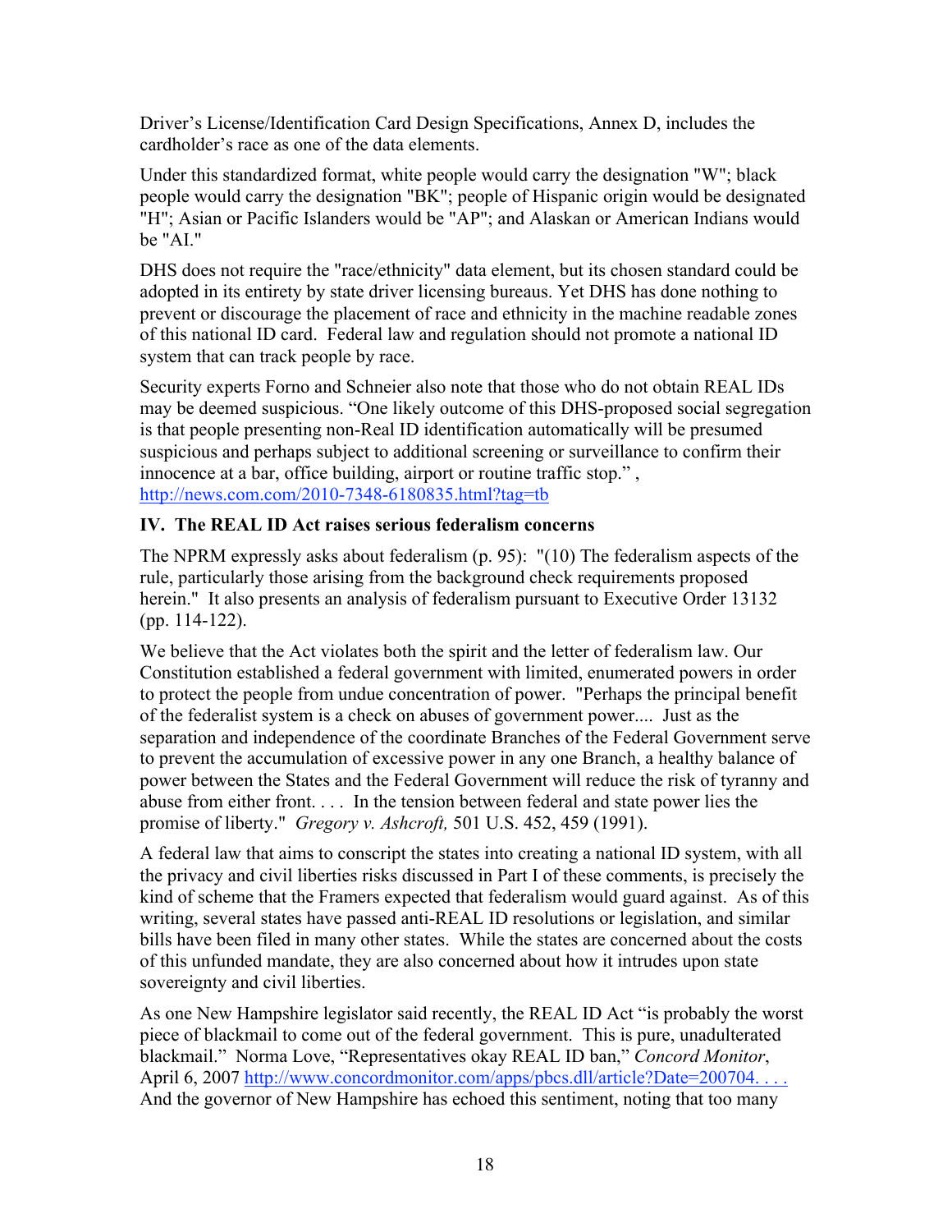Driver's License/Identification Card Design Specifications, Annex D, includes the cardholder's race as one of the data elements.

Under this standardized format, white people would carry the designation "W"; black people would carry the designation "BK"; people of Hispanic origin would be designated "H"; Asian or Pacific Islanders would be "AP"; and Alaskan or American Indians would be "AI."

DHS does not require the "race/ethnicity" data element, but its chosen standard could be adopted in its entirety by state driver licensing bureaus. Yet DHS has done nothing to prevent or discourage the placement of race and ethnicity in the machine readable zones of this national ID card. Federal law and regulation should not promote a national ID system that can track people by race.

Security experts Forno and Schneier also note that those who do not obtain REAL IDs may be deemed suspicious. "One likely outcome of this DHS-proposed social segregation is that people presenting non-Real ID identification automatically will be presumed suspicious and perhaps subject to additional screening or surveillance to confirm their innocence at a bar, office building, airport or routine traffic stop." , http://news.com.com/2010-7348-6180835.html?tag=tb

### IV. The REAL ID Act raises serious federalism concerns

The NPRM expressly asks about federalism (p. 95): "(10) The federalism aspects of the rule, particularly those arising from the background check requirements proposed herein." It also presents an analysis of federalism pursuant to Executive Order 13132 (pp. 114-122).

We believe that the Act violates both the spirit and the letter of federalism law. Our Constitution established a federal government with limited, enumerated powers in order to protect the people from undue concentration of power. "Perhaps the principal benefit of the federalist system is a check on abuses of government power.... Just as the separation and independence of the coordinate Branches of the Federal Government serve to prevent the accumulation of excessive power in any one Branch, a healthy balance of power between the States and the Federal Government will reduce the risk of tyranny and abuse from either front. . . . In the tension between federal and state power lies the promise of liberty." *Gregory v. Ashcroft,* 501 U.S. 452, 459 (1991).

A federal law that aims to conscript the states into creating a national ID system, with all the privacy and civil liberties risks discussed in Part I of these comments, is precisely the kind of scheme that the Framers expected that federalism would guard against. As of this writing, several states have passed anti-REAL ID resolutions or legislation, and similar bills have been filed in many other states. While the states are concerned about the costs of this unfunded mandate, they are also concerned about how it intrudes upon state sovereignty and civil liberties.

As one New Hampshire legislator said recently, the REAL ID Act "is probably the worst piece of blackmail to come out of the federal government. This is pure, unadulterated blackmail." Norma Love, "Representatives okay REAL ID ban," *Concord Monitor*, April 6, 2007 http://www.concordmonitor.com/apps/pbcs.dll/article?Date=200704. . . . And the governor of New Hampshire has echoed this sentiment, noting that too many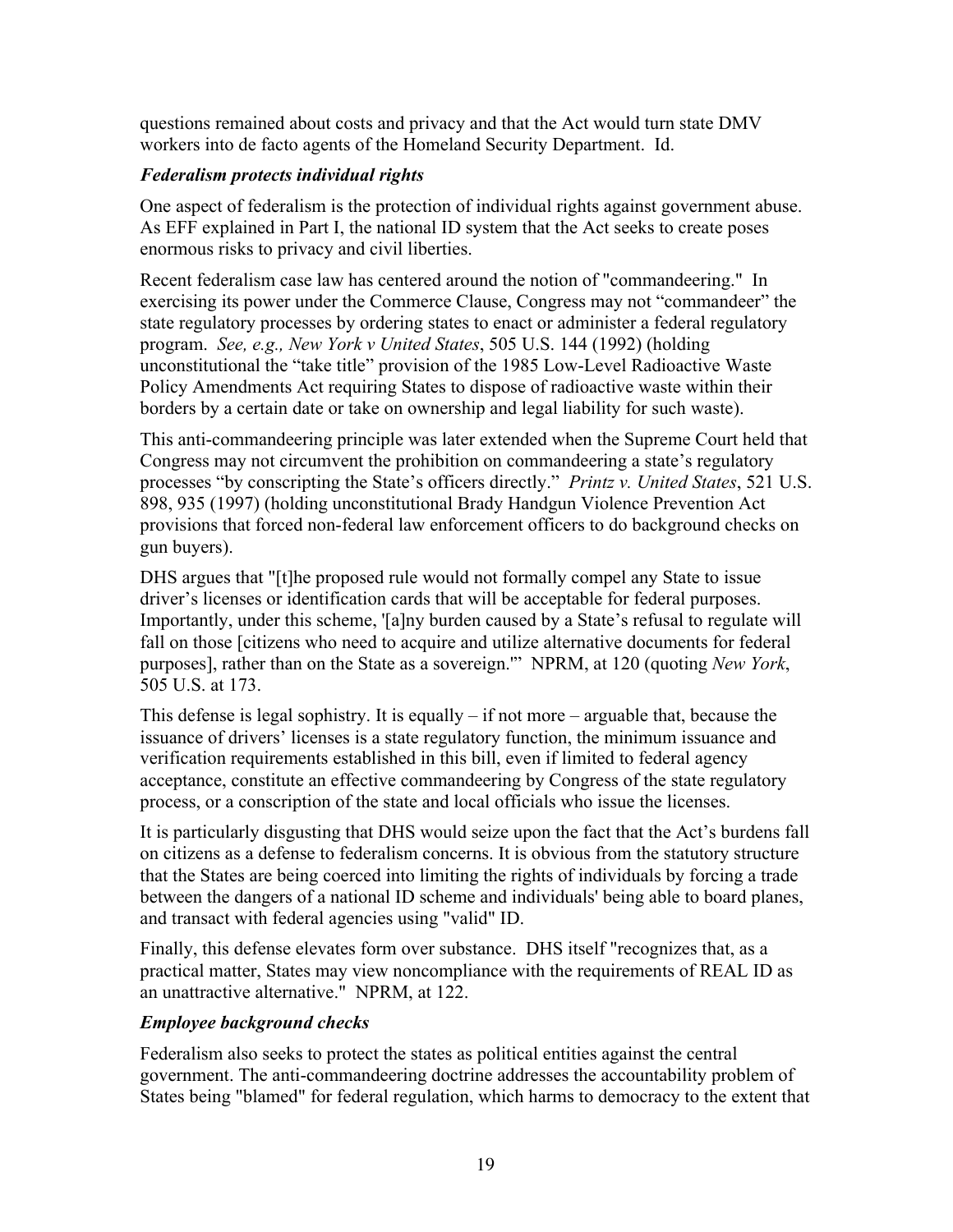questions remained about costs and privacy and that the Act would turn state DMV workers into de facto agents of the Homeland Security Department. Id.

### *Federalism protects individual rights*

One aspect of federalism is the protection of individual rights against government abuse. As EFF explained in Part I, the national ID system that the Act seeks to create poses enormous risks to privacy and civil liberties.

Recent federalism case law has centered around the notion of "commandeering." In exercising its power under the Commerce Clause, Congress may not "commandeer" the state regulatory processes by ordering states to enact or administer a federal regulatory program. *See, e.g., New York v United States*, 505 U.S. 144 (1992) (holding unconstitutional the "take title" provision of the 1985 Low-Level Radioactive Waste Policy Amendments Act requiring States to dispose of radioactive waste within their borders by a certain date or take on ownership and legal liability for such waste).

This anti-commandeering principle was later extended when the Supreme Court held that Congress may not circumvent the prohibition on commandeering a state's regulatory processes "by conscripting the State's officers directly." *Printz v. United States*, 521 U.S. 898, 935 (1997) (holding unconstitutional Brady Handgun Violence Prevention Act provisions that forced non-federal law enforcement officers to do background checks on gun buyers).

DHS argues that "[t]he proposed rule would not formally compel any State to issue driver's licenses or identification cards that will be acceptable for federal purposes. Importantly, under this scheme, '[a]ny burden caused by a State's refusal to regulate will fall on those [citizens who need to acquire and utilize alternative documents for federal purposes], rather than on the State as a sovereign.'" NPRM, at 120 (quoting *New York*, 505 U.S. at 173.

This defense is legal sophistry. It is equally – if not more – arguable that, because the issuance of drivers' licenses is a state regulatory function, the minimum issuance and verification requirements established in this bill, even if limited to federal agency acceptance, constitute an effective commandeering by Congress of the state regulatory process, or a conscription of the state and local officials who issue the licenses.

It is particularly disgusting that DHS would seize upon the fact that the Act's burdens fall on citizens as a defense to federalism concerns. It is obvious from the statutory structure that the States are being coerced into limiting the rights of individuals by forcing a trade between the dangers of a national ID scheme and individuals' being able to board planes, and transact with federal agencies using "valid" ID.

Finally, this defense elevates form over substance. DHS itself "recognizes that, as a practical matter, States may view noncompliance with the requirements of REAL ID as an unattractive alternative." NPRM, at 122.

### *Employee background checks*

Federalism also seeks to protect the states as political entities against the central government. The anti-commandeering doctrine addresses the accountability problem of States being "blamed" for federal regulation, which harms to democracy to the extent that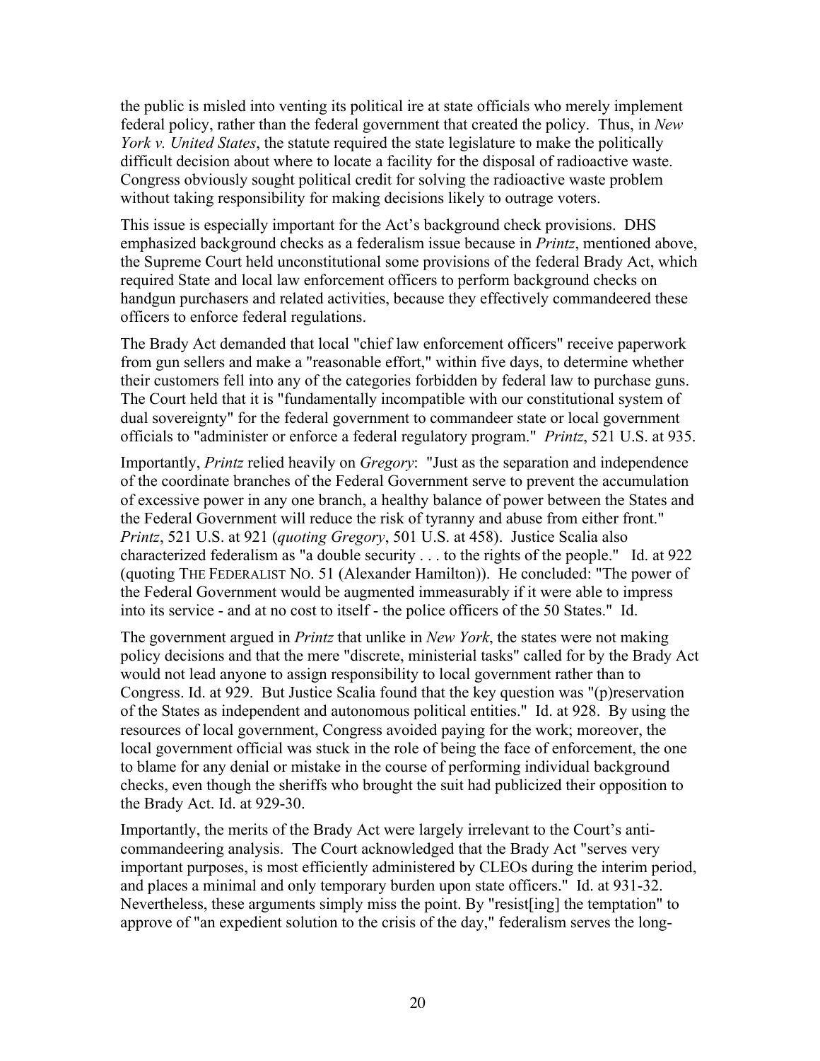the public is misled into venting its political ire at state officials who merely implement federal policy, rather than the federal government that created the policy. Thus, in *New York v. United States*, the statute required the state legislature to make the politically difficult decision about where to locate a facility for the disposal of radioactive waste. Congress obviously sought political credit for solving the radioactive waste problem without taking responsibility for making decisions likely to outrage voters.

This issue is especially important for the Act's background check provisions. DHS emphasized background checks as a federalism issue because in *Printz*, mentioned above, the Supreme Court held unconstitutional some provisions of the federal Brady Act, which required State and local law enforcement officers to perform background checks on handgun purchasers and related activities, because they effectively commandeered these officers to enforce federal regulations.

The Brady Act demanded that local "chief law enforcement officers" receive paperwork from gun sellers and make a "reasonable effort," within five days, to determine whether their customers fell into any of the categories forbidden by federal law to purchase guns. The Court held that it is "fundamentally incompatible with our constitutional system of dual sovereignty" for the federal government to commandeer state or local government officials to "administer or enforce a federal regulatory program." *Printz*, 521 U.S. at 935.

Importantly, *Printz* relied heavily on *Gregory*: "Just as the separation and independence of the coordinate branches of the Federal Government serve to prevent the accumulation of excessive power in any one branch, a healthy balance of power between the States and the Federal Government will reduce the risk of tyranny and abuse from either front." *Printz*, 521 U.S. at 921 (*quoting Gregory*, 501 U.S. at 458). Justice Scalia also characterized federalism as "a double security . . . to the rights of the people." Id. at 922 (quoting THE FEDERALIST NO. 51 (Alexander Hamilton)). He concluded: "The power of the Federal Government would be augmented immeasurably if it were able to impress into its service - and at no cost to itself - the police officers of the 50 States." Id.

The government argued in *Printz* that unlike in *New York*, the states were not making policy decisions and that the mere "discrete, ministerial tasks" called for by the Brady Act would not lead anyone to assign responsibility to local government rather than to Congress. Id. at 929. But Justice Scalia found that the key question was "(p)reservation of the States as independent and autonomous political entities." Id. at 928. By using the resources of local government, Congress avoided paying for the work; moreover, the local government official was stuck in the role of being the face of enforcement, the one to blame for any denial or mistake in the course of performing individual background checks, even though the sheriffs who brought the suit had publicized their opposition to the Brady Act. Id. at 929-30.

Importantly, the merits of the Brady Act were largely irrelevant to the Court's anti-commandeering analysis. The Court acknowledged that the Brady Act "serves very important purposes, is most efficiently administered by CLEOs during the interim period, and places a minimal and only temporary burden upon state officers." Id. at 931-32. Nevertheless, these arguments simply miss the point. By "resist[ing] the temptation" to approve of "an expedient solution to the crisis of the day," federalism serves the long-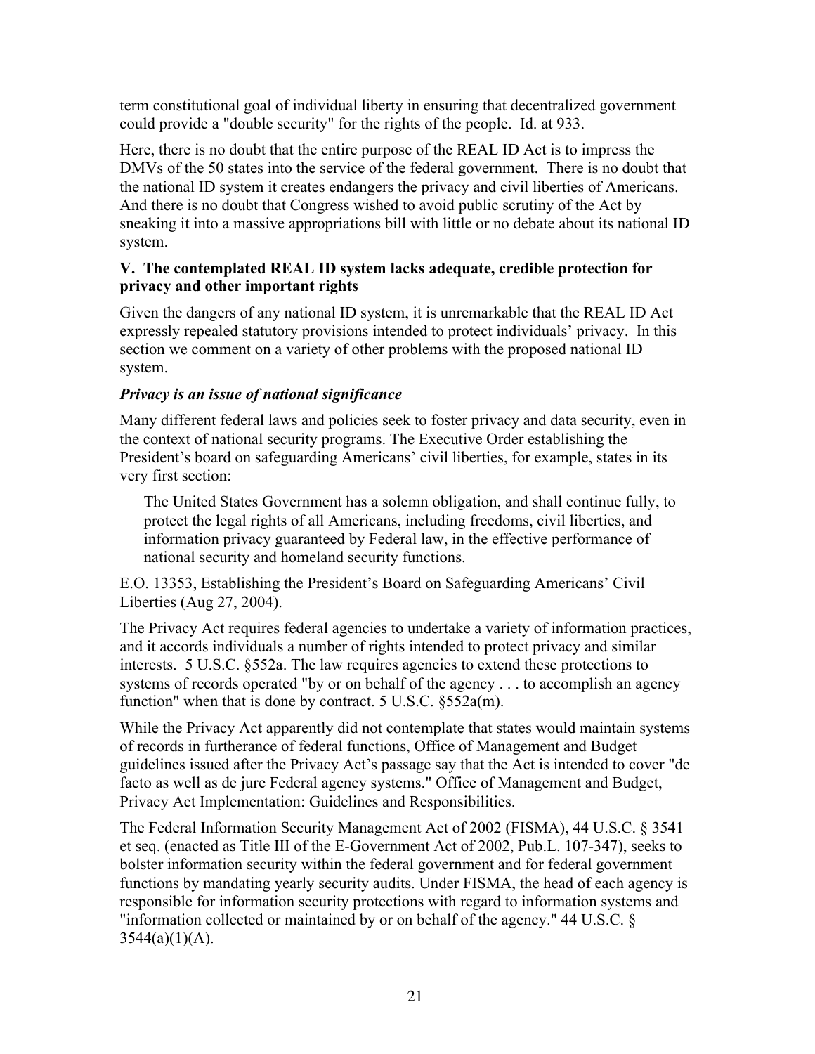term constitutional goal of individual liberty in ensuring that decentralized government could provide a "double security" for the rights of the people. Id. at 933.

Here, there is no doubt that the entire purpose of the REAL ID Act is to impress the DMVs of the 50 states into the service of the federal government. There is no doubt that the national ID system it creates endangers the privacy and civil liberties of Americans. And there is no doubt that Congress wished to avoid public scrutiny of the Act by sneaking it into a massive appropriations bill with little or no debate about its national ID system.

### V. The contemplated REAL ID system lacks adequate, credible protection for privacy and other important rights

Given the dangers of any national ID system, it is unremarkable that the REAL ID Act expressly repealed statutory provisions intended to protect individuals' privacy. In this section we comment on a variety of other problems with the proposed national ID system.

#### *Privacy is an issue of national significance*

Many different federal laws and policies seek to foster privacy and data security, even in the context of national security programs. The Executive Order establishing the President's board on safeguarding Americans' civil liberties, for example, states in its very first section:

> The United States Government has a solemn obligation, and shall continue fully, to protect the legal rights of all Americans, including freedoms, civil liberties, and information privacy guaranteed by Federal law, in the effective performance of national security and homeland security functions.

E.O. 13353, Establishing the President's Board on Safeguarding Americans' Civil Liberties (Aug 27, 2004).

The Privacy Act requires federal agencies to undertake a variety of information practices, and it accords individuals a number of rights intended to protect privacy and similar interests. 5 U.S.C. §552a. The law requires agencies to extend these protections to systems of records operated "by or on behalf of the agency . . . to accomplish an agency function" when that is done by contract. 5 U.S.C. §552a(m).

While the Privacy Act apparently did not contemplate that states would maintain systems of records in furtherance of federal functions, Office of Management and Budget guidelines issued after the Privacy Act's passage say that the Act is intended to cover "de facto as well as de jure Federal agency systems." Office of Management and Budget, Privacy Act Implementation: Guidelines and Responsibilities.

The Federal Information Security Management Act of 2002 (FISMA), 44 U.S.C. § 3541 et seq. (enacted as Title III of the E-Government Act of 2002, Pub.L. 107-347), seeks to bolster information security within the federal government and for federal government functions by mandating yearly security audits. Under FISMA, the head of each agency is responsible for information security protections with regard to information systems and "information collected or maintained by or on behalf of the agency." 44 U.S.C. § 3544(a)(1)(A).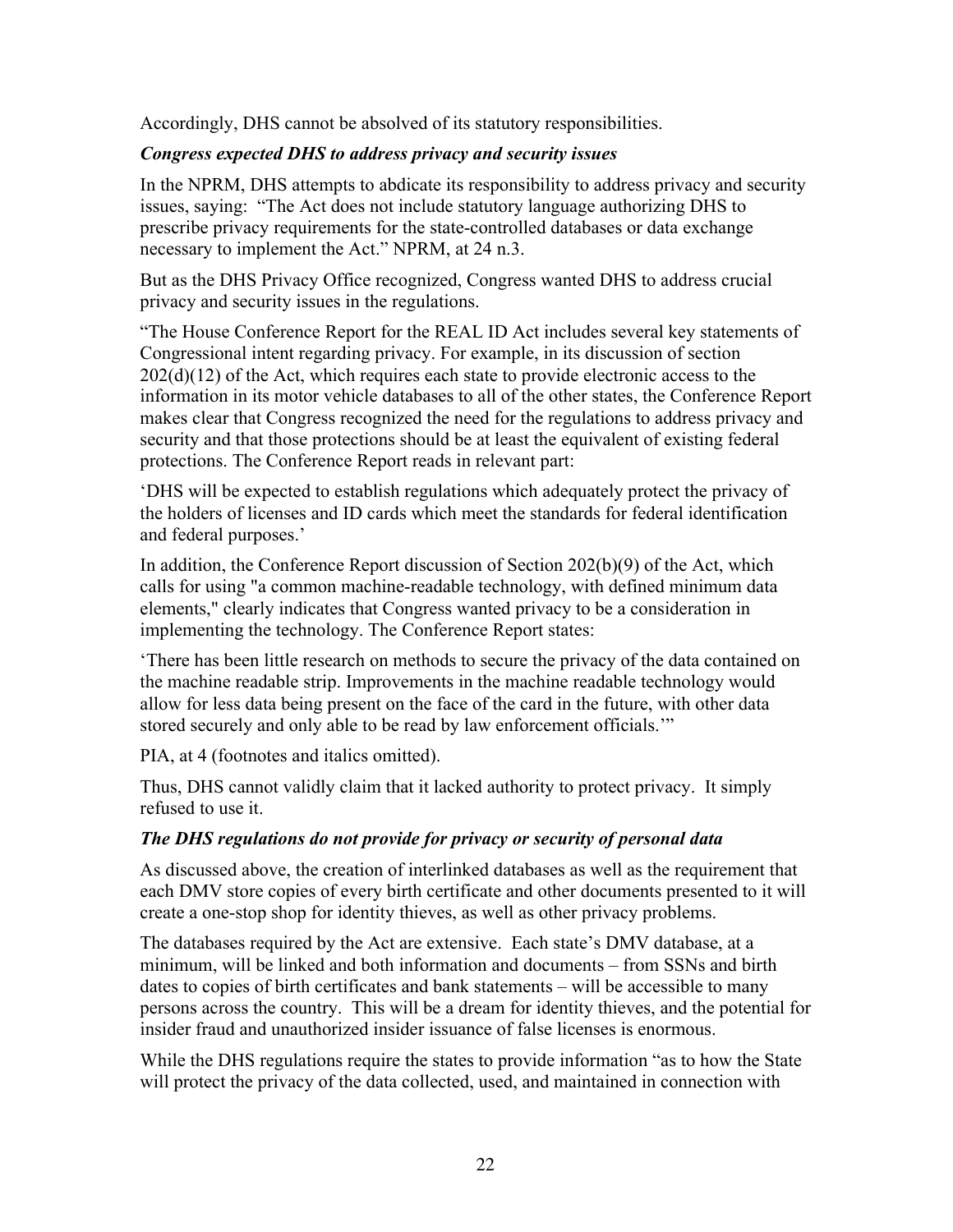Accordingly, DHS cannot be absolved of its statutory responsibilities.

***Congress expected DHS to address privacy and security issues***

In the NPRM, DHS attempts to abdicate its responsibility to address privacy and security issues, saying: "The Act does not include statutory language authorizing DHS to prescribe privacy requirements for the state-controlled databases or data exchange necessary to implement the Act." NPRM, at 24 n.3.

But as the DHS Privacy Office recognized, Congress wanted DHS to address crucial privacy and security issues in the regulations.

"The House Conference Report for the REAL ID Act includes several key statements of Congressional intent regarding privacy. For example, in its discussion of section 202(d)(12) of the Act, which requires each state to provide electronic access to the information in its motor vehicle databases to all of the other states, the Conference Report makes clear that Congress recognized the need for the regulations to address privacy and security and that those protections should be at least the equivalent of existing federal protections. The Conference Report reads in relevant part:

'DHS will be expected to establish regulations which adequately protect the privacy of the holders of licenses and ID cards which meet the standards for federal identification and federal purposes.'

In addition, the Conference Report discussion of Section 202(b)(9) of the Act, which calls for using "a common machine-readable technology, with defined minimum data elements," clearly indicates that Congress wanted privacy to be a consideration in implementing the technology. The Conference Report states:

'There has been little research on methods to secure the privacy of the data contained on the machine readable strip. Improvements in the machine readable technology would allow for less data being present on the face of the card in the future, with other data stored securely and only able to be read by law enforcement officials.'"

PIA, at 4 (footnotes and italics omitted).

Thus, DHS cannot validly claim that it lacked authority to protect privacy. It simply refused to use it.

***The DHS regulations do not provide for privacy or security of personal data***

As discussed above, the creation of interlinked databases as well as the requirement that each DMV store copies of every birth certificate and other documents presented to it will create a one-stop shop for identity thieves, as well as other privacy problems.

The databases required by the Act are extensive. Each state's DMV database, at a minimum, will be linked and both information and documents – from SSNs and birth dates to copies of birth certificates and bank statements – will be accessible to many persons across the country. This will be a dream for identity thieves, and the potential for insider fraud and unauthorized insider issuance of false licenses is enormous.

While the DHS regulations require the states to provide information "as to how the State will protect the privacy of the data collected, used, and maintained in connection with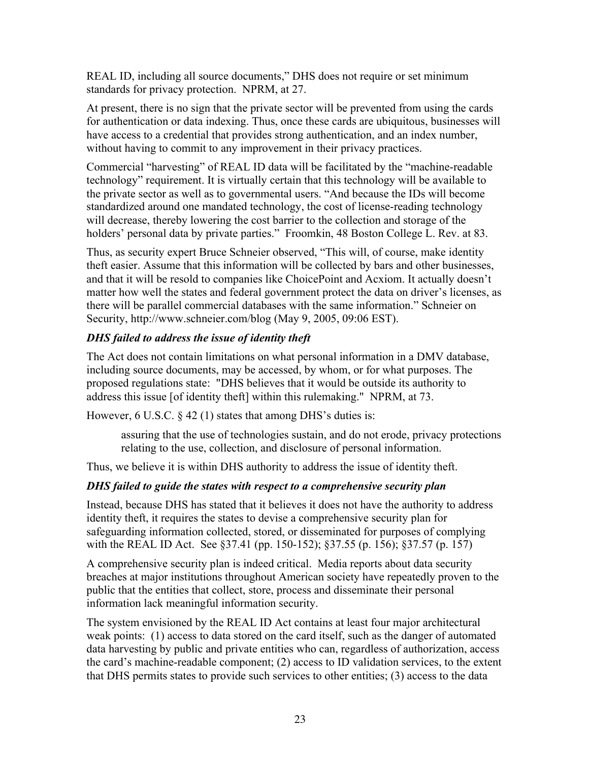REAL ID, including all source documents," DHS does not require or set minimum standards for privacy protection. NPRM, at 27.

At present, there is no sign that the private sector will be prevented from using the cards for authentication or data indexing. Thus, once these cards are ubiquitous, businesses will have access to a credential that provides strong authentication, and an index number, without having to commit to any improvement in their privacy practices.

Commercial "harvesting" of REAL ID data will be facilitated by the "machine-readable technology" requirement. It is virtually certain that this technology will be available to the private sector as well as to governmental users. "And because the IDs will become standardized around one mandated technology, the cost of license-reading technology will decrease, thereby lowering the cost barrier to the collection and storage of the holders' personal data by private parties." Froomkin, 48 Boston College L. Rev. at 83.

Thus, as security expert Bruce Schneier observed, "This will, of course, make identity theft easier. Assume that this information will be collected by bars and other businesses, and that it will be resold to companies like ChoicePoint and Acxiom. It actually doesn't matter how well the states and federal government protect the data on driver's licenses, as there will be parallel commercial databases with the same information." Schneier on Security, http://www.schneier.com/blog (May 9, 2005, 09:06 EST).

***DHS failed to address the issue of identity theft***

The Act does not contain limitations on what personal information in a DMV database, including source documents, may be accessed, by whom, or for what purposes. The proposed regulations state: "DHS believes that it would be outside its authority to address this issue [of identity theft] within this rulemaking." NPRM, at 73.

However, 6 U.S.C. § 42 (1) states that among DHS's duties is:

> assuring that the use of technologies sustain, and do not erode, privacy protections relating to the use, collection, and disclosure of personal information.

Thus, we believe it is within DHS authority to address the issue of identity theft.

***DHS failed to guide the states with respect to a comprehensive security plan***

Instead, because DHS has stated that it believes it does not have the authority to address identity theft, it requires the states to devise a comprehensive security plan for safeguarding information collected, stored, or disseminated for purposes of complying with the REAL ID Act. See §37.41 (pp. 150-152); §37.55 (p. 156); §37.57 (p. 157)

A comprehensive security plan is indeed critical. Media reports about data security breaches at major institutions throughout American society have repeatedly proven to the public that the entities that collect, store, process and disseminate their personal information lack meaningful information security.

The system envisioned by the REAL ID Act contains at least four major architectural weak points: (1) access to data stored on the card itself, such as the danger of automated data harvesting by public and private entities who can, regardless of authorization, access the card's machine-readable component; (2) access to ID validation services, to the extent that DHS permits states to provide such services to other entities; (3) access to the data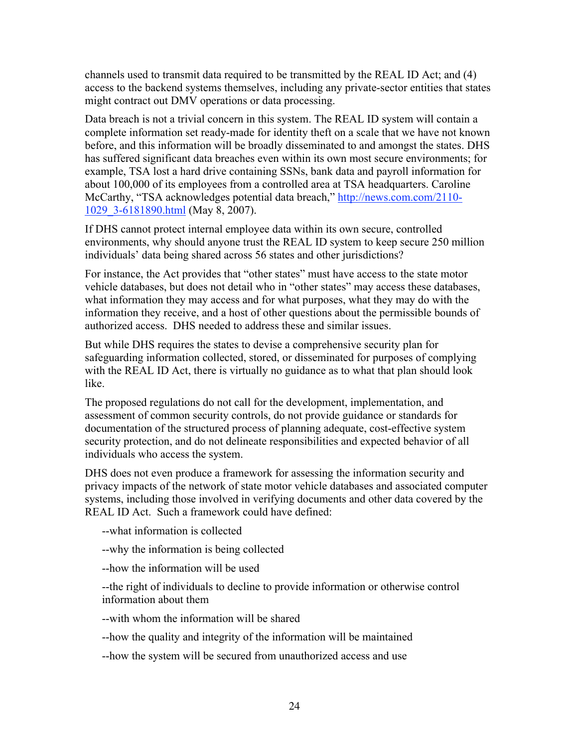channels used to transmit data required to be transmitted by the REAL ID Act; and (4) access to the backend systems themselves, including any private-sector entities that states might contract out DMV operations or data processing.

Data breach is not a trivial concern in this system. The REAL ID system will contain a complete information set ready-made for identity theft on a scale that we have not known before, and this information will be broadly disseminated to and amongst the states. DHS has suffered significant data breaches even within its own most secure environments; for example, TSA lost a hard drive containing SSNs, bank data and payroll information for about 100,000 of its employees from a controlled area at TSA headquarters. Caroline McCarthy, "TSA acknowledges potential data breach," http://news.com.com/2110-1029_3-6181890.html (May 8, 2007).

If DHS cannot protect internal employee data within its own secure, controlled environments, why should anyone trust the REAL ID system to keep secure 250 million individuals' data being shared across 56 states and other jurisdictions?

For instance, the Act provides that "other states" must have access to the state motor vehicle databases, but does not detail who in "other states" may access these databases, what information they may access and for what purposes, what they may do with the information they receive, and a host of other questions about the permissible bounds of authorized access. DHS needed to address these and similar issues.

But while DHS requires the states to devise a comprehensive security plan for safeguarding information collected, stored, or disseminated for purposes of complying with the REAL ID Act, there is virtually no guidance as to what that plan should look like.

The proposed regulations do not call for the development, implementation, and assessment of common security controls, do not provide guidance or standards for documentation of the structured process of planning adequate, cost-effective system security protection, and do not delineate responsibilities and expected behavior of all individuals who access the system.

DHS does not even produce a framework for assessing the information security and privacy impacts of the network of state motor vehicle databases and associated computer systems, including those involved in verifying documents and other data covered by the REAL ID Act. Such a framework could have defined:

--what information is collected

--why the information is being collected

--how the information will be used

--the right of individuals to decline to provide information or otherwise control information about them

--with whom the information will be shared

--how the quality and integrity of the information will be maintained

--how the system will be secured from unauthorized access and use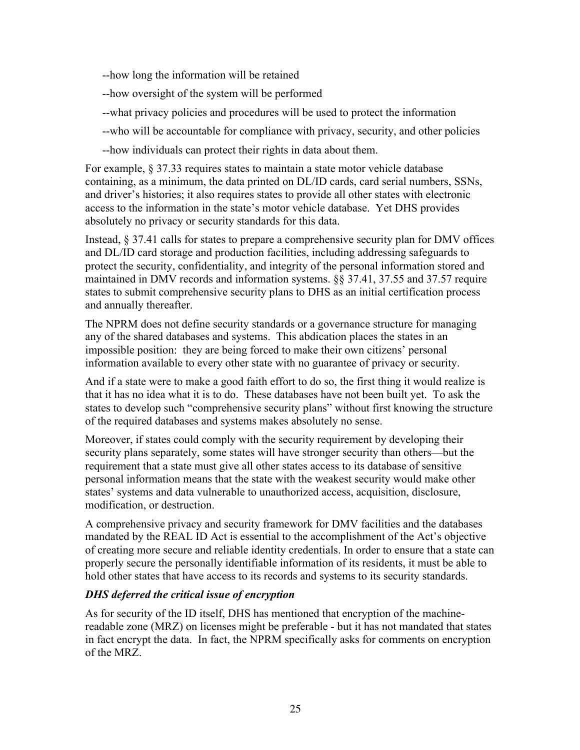--how long the information will be retained

--how oversight of the system will be performed

--what privacy policies and procedures will be used to protect the information

--who will be accountable for compliance with privacy, security, and other policies

--how individuals can protect their rights in data about them.

For example, § 37.33 requires states to maintain a state motor vehicle database containing, as a minimum, the data printed on DL/ID cards, card serial numbers, SSNs, and driver's histories; it also requires states to provide all other states with electronic access to the information in the state's motor vehicle database. Yet DHS provides absolutely no privacy or security standards for this data.

Instead, § 37.41 calls for states to prepare a comprehensive security plan for DMV offices and DL/ID card storage and production facilities, including addressing safeguards to protect the security, confidentiality, and integrity of the personal information stored and maintained in DMV records and information systems. §§ 37.41, 37.55 and 37.57 require states to submit comprehensive security plans to DHS as an initial certification process and annually thereafter.

The NPRM does not define security standards or a governance structure for managing any of the shared databases and systems. This abdication places the states in an impossible position: they are being forced to make their own citizens' personal information available to every other state with no guarantee of privacy or security.

And if a state were to make a good faith effort to do so, the first thing it would realize is that it has no idea what it is to do. These databases have not been built yet. To ask the states to develop such "comprehensive security plans" without first knowing the structure of the required databases and systems makes absolutely no sense.

Moreover, if states could comply with the security requirement by developing their security plans separately, some states will have stronger security than others—but the requirement that a state must give all other states access to its database of sensitive personal information means that the state with the weakest security would make other states' systems and data vulnerable to unauthorized access, acquisition, disclosure, modification, or destruction.

A comprehensive privacy and security framework for DMV facilities and the databases mandated by the REAL ID Act is essential to the accomplishment of the Act's objective of creating more secure and reliable identity credentials. In order to ensure that a state can properly secure the personally identifiable information of its residents, it must be able to hold other states that have access to its records and systems to its security standards.

***DHS deferred the critical issue of encryption***

As for security of the ID itself, DHS has mentioned that encryption of the machine-readable zone (MRZ) on licenses might be preferable - but it has not mandated that states in fact encrypt the data. In fact, the NPRM specifically asks for comments on encryption of the MRZ.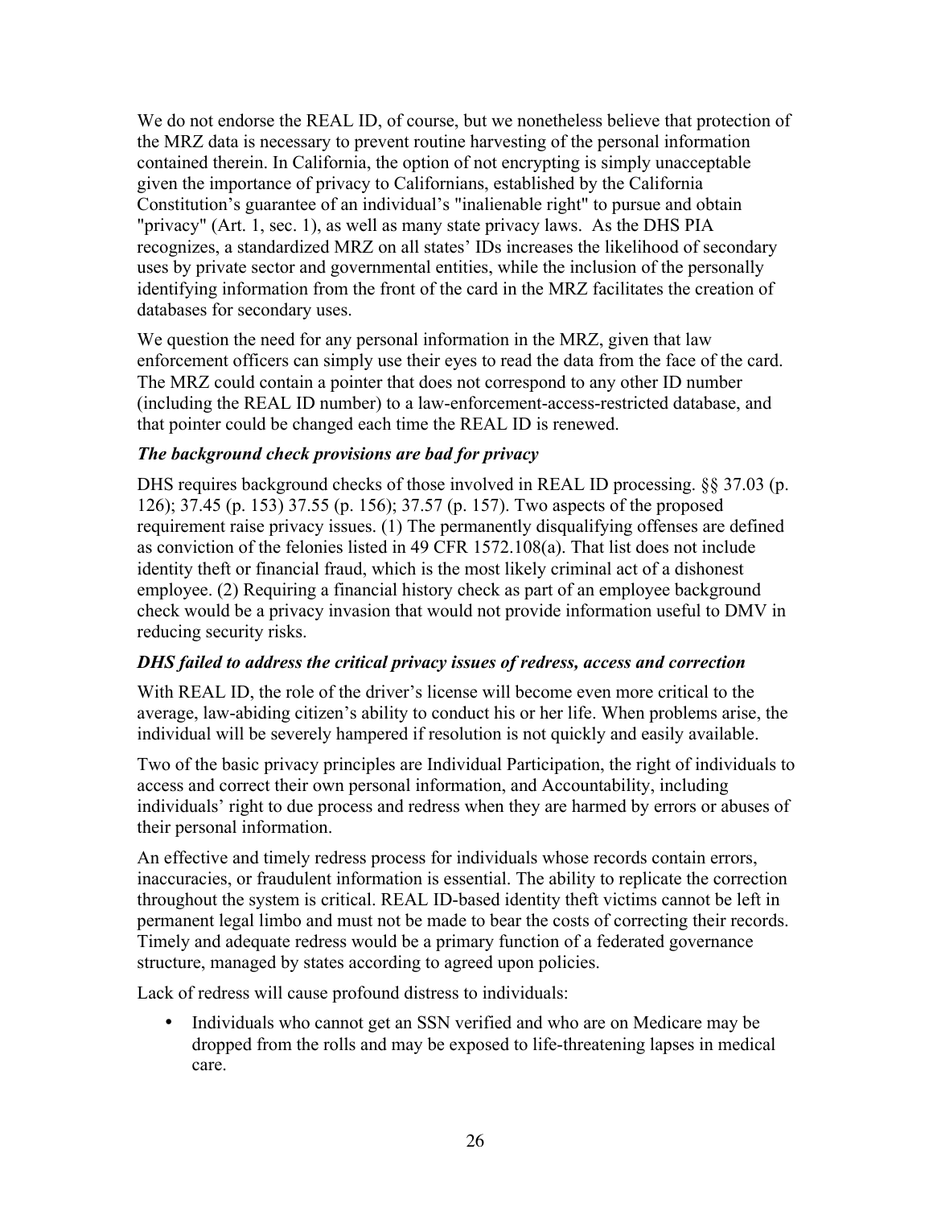We do not endorse the REAL ID, of course, but we nonetheless believe that protection of the MRZ data is necessary to prevent routine harvesting of the personal information contained therein. In California, the option of not encrypting is simply unacceptable given the importance of privacy to Californians, established by the California Constitution's guarantee of an individual's "inalienable right" to pursue and obtain "privacy" (Art. 1, sec. 1), as well as many state privacy laws. As the DHS PIA recognizes, a standardized MRZ on all states' IDs increases the likelihood of secondary uses by private sector and governmental entities, while the inclusion of the personally identifying information from the front of the card in the MRZ facilitates the creation of databases for secondary uses.

We question the need for any personal information in the MRZ, given that law enforcement officers can simply use their eyes to read the data from the face of the card. The MRZ could contain a pointer that does not correspond to any other ID number (including the REAL ID number) to a law-enforcement-access-restricted database, and that pointer could be changed each time the REAL ID is renewed.

***The background check provisions are bad for privacy***

DHS requires background checks of those involved in REAL ID processing. §§ 37.03 (p. 126); 37.45 (p. 153) 37.55 (p. 156); 37.57 (p. 157). Two aspects of the proposed requirement raise privacy issues. (1) The permanently disqualifying offenses are defined as conviction of the felonies listed in 49 CFR 1572.108(a). That list does not include identity theft or financial fraud, which is the most likely criminal act of a dishonest employee. (2) Requiring a financial history check as part of an employee background check would be a privacy invasion that would not provide information useful to DMV in reducing security risks.

***DHS failed to address the critical privacy issues of redress, access and correction***

With REAL ID, the role of the driver's license will become even more critical to the average, law-abiding citizen's ability to conduct his or her life. When problems arise, the individual will be severely hampered if resolution is not quickly and easily available.

Two of the basic privacy principles are Individual Participation, the right of individuals to access and correct their own personal information, and Accountability, including individuals' right to due process and redress when they are harmed by errors or abuses of their personal information.

An effective and timely redress process for individuals whose records contain errors, inaccuracies, or fraudulent information is essential. The ability to replicate the correction throughout the system is critical. REAL ID-based identity theft victims cannot be left in permanent legal limbo and must not be made to bear the costs of correcting their records. Timely and adequate redress would be a primary function of a federated governance structure, managed by states according to agreed upon policies.

Lack of redress will cause profound distress to individuals:

- Individuals who cannot get an SSN verified and who are on Medicare may be dropped from the rolls and may be exposed to life-threatening lapses in medical care.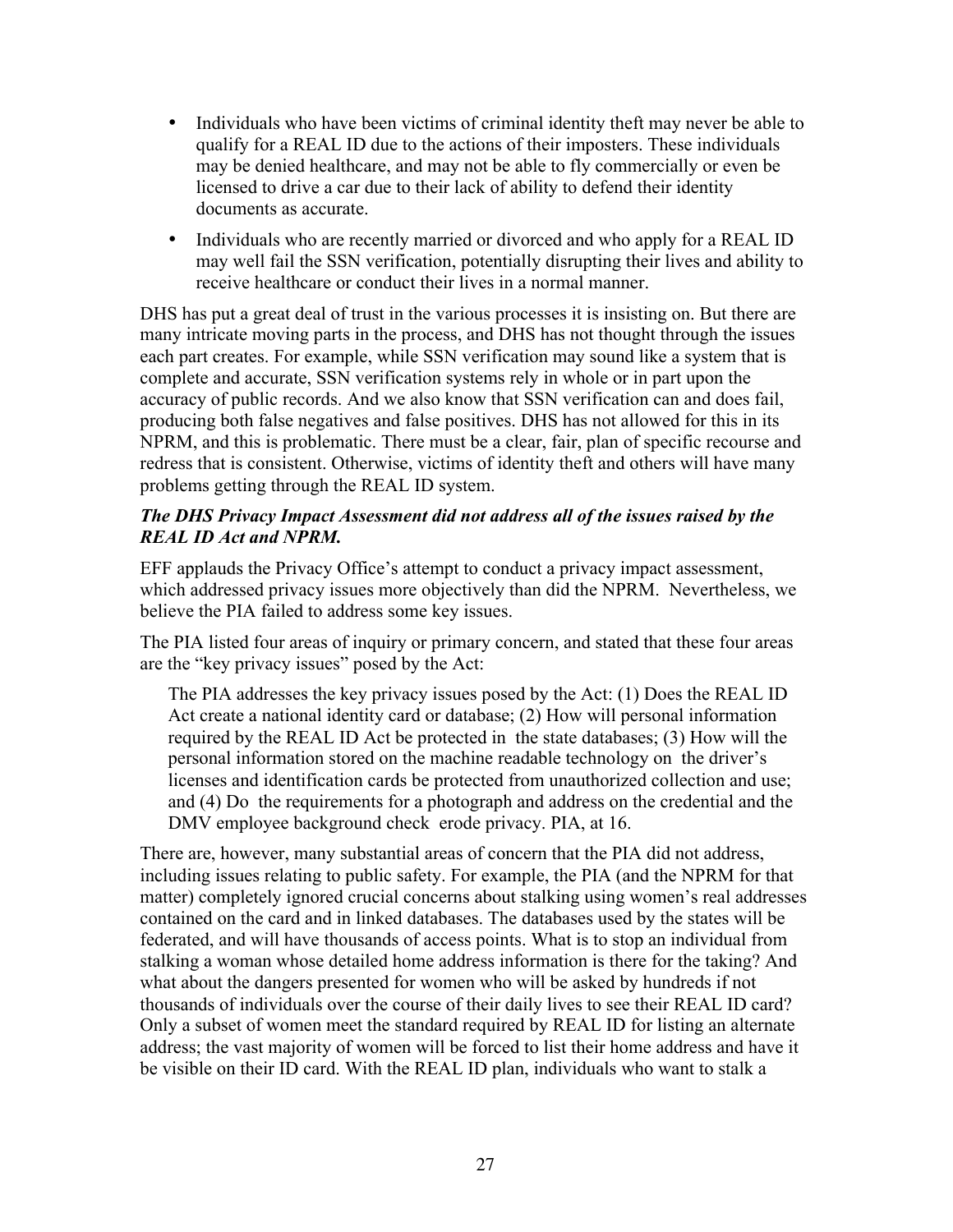- Individuals who have been victims of criminal identity theft may never be able to qualify for a REAL ID due to the actions of their imposters. These individuals may be denied healthcare, and may not be able to fly commercially or even be licensed to drive a car due to their lack of ability to defend their identity documents as accurate.
- Individuals who are recently married or divorced and who apply for a REAL ID may well fail the SSN verification, potentially disrupting their lives and ability to receive healthcare or conduct their lives in a normal manner.

DHS has put a great deal of trust in the various processes it is insisting on. But there are many intricate moving parts in the process, and DHS has not thought through the issues each part creates. For example, while SSN verification may sound like a system that is complete and accurate, SSN verification systems rely in whole or in part upon the accuracy of public records. And we also know that SSN verification can and does fail, producing both false negatives and false positives. DHS has not allowed for this in its NPRM, and this is problematic. There must be a clear, fair, plan of specific recourse and redress that is consistent. Otherwise, victims of identity theft and others will have many problems getting through the REAL ID system.

***The DHS Privacy Impact Assessment did not address all of the issues raised by the REAL ID Act and NPRM.***

EFF applauds the Privacy Office's attempt to conduct a privacy impact assessment, which addressed privacy issues more objectively than did the NPRM. Nevertheless, we believe the PIA failed to address some key issues.

The PIA listed four areas of inquiry or primary concern, and stated that these four areas are the "key privacy issues" posed by the Act:

> The PIA addresses the key privacy issues posed by the Act: (1) Does the REAL ID Act create a national identity card or database; (2) How will personal information required by the REAL ID Act be protected in the state databases; (3) How will the personal information stored on the machine readable technology on the driver's licenses and identification cards be protected from unauthorized collection and use; and (4) Do the requirements for a photograph and address on the credential and the DMV employee background check erode privacy. PIA, at 16.

There are, however, many substantial areas of concern that the PIA did not address, including issues relating to public safety. For example, the PIA (and the NPRM for that matter) completely ignored crucial concerns about stalking using women's real addresses contained on the card and in linked databases. The databases used by the states will be federated, and will have thousands of access points. What is to stop an individual from stalking a woman whose detailed home address information is there for the taking? And what about the dangers presented for women who will be asked by hundreds if not thousands of individuals over the course of their daily lives to see their REAL ID card? Only a subset of women meet the standard required by REAL ID for listing an alternate address; the vast majority of women will be forced to list their home address and have it be visible on their ID card. With the REAL ID plan, individuals who want to stalk a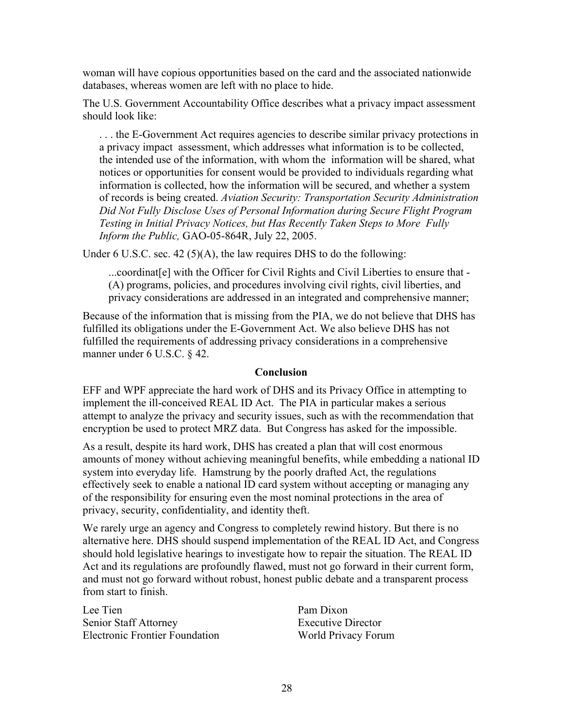woman will have copious opportunities based on the card and the associated nationwide databases, whereas women are left with no place to hide.

The U.S. Government Accountability Office describes what a privacy impact assessment should look like:

> . . . the E-Government Act requires agencies to describe similar privacy protections in a privacy impact assessment, which addresses what information is to be collected, the intended use of the information, with whom the information will be shared, what notices or opportunities for consent would be provided to individuals regarding what information is collected, how the information will be secured, and whether a system of records is being created. *Aviation Security: Transportation Security Administration Did Not Fully Disclose Uses of Personal Information during Secure Flight Program Testing in Initial Privacy Notices, but Has Recently Taken Steps to More Fully Inform the Public,* GAO-05-864R, July 22, 2005.

Under 6 U.S.C. sec. 42 (5)(A), the law requires DHS to do the following:

> ...coordinat[e] with the Officer for Civil Rights and Civil Liberties to ensure that - (A) programs, policies, and procedures involving civil rights, civil liberties, and privacy considerations are addressed in an integrated and comprehensive manner;

Because of the information that is missing from the PIA, we do not believe that DHS has fulfilled its obligations under the E-Government Act. We also believe DHS has not fulfilled the requirements of addressing privacy considerations in a comprehensive manner under 6 U.S.C. § 42.

## Conclusion

EFF and WPF appreciate the hard work of DHS and its Privacy Office in attempting to implement the ill-conceived REAL ID Act. The PIA in particular makes a serious attempt to analyze the privacy and security issues, such as with the recommendation that encryption be used to protect MRZ data. But Congress has asked for the impossible.

As a result, despite its hard work, DHS has created a plan that will cost enormous amounts of money without achieving meaningful benefits, while embedding a national ID system into everyday life. Hamstrung by the poorly drafted Act, the regulations effectively seek to enable a national ID card system without accepting or managing any of the responsibility for ensuring even the most nominal protections in the area of privacy, security, confidentiality, and identity theft.

We rarely urge an agency and Congress to completely rewind history. But there is no alternative here. DHS should suspend implementation of the REAL ID Act, and Congress should hold legislative hearings to investigate how to repair the situation. The REAL ID Act and its regulations are profoundly flawed, must not go forward in their current form, and must not go forward without robust, honest public debate and a transparent process from start to finish.

Lee Tien
Senior Staff Attorney
Electronic Frontier Foundation

Pam Dixon
Executive Director
World Privacy Forum